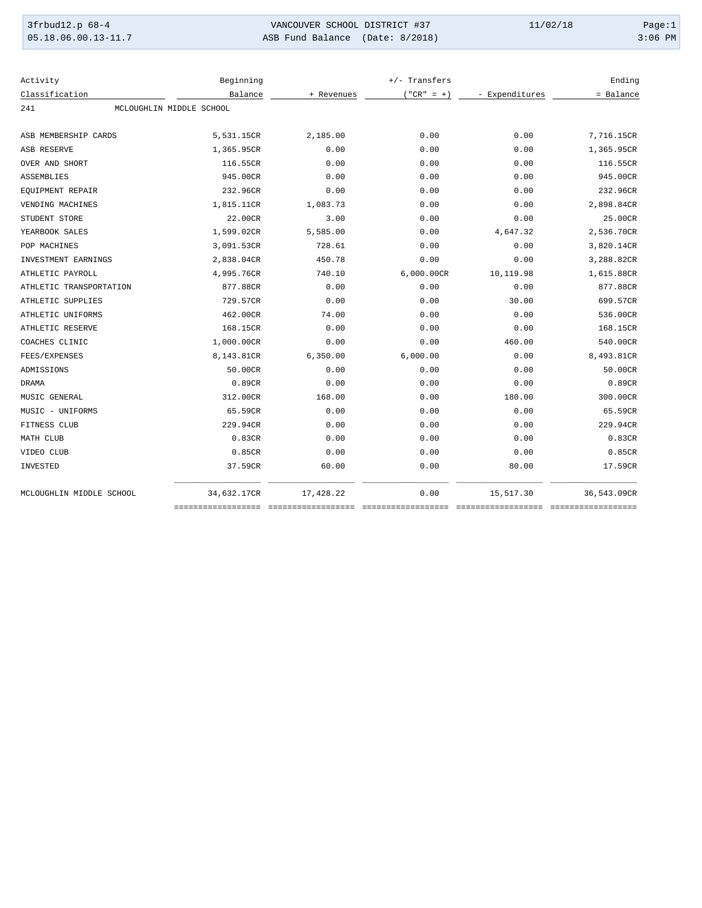VANCOUVER SCHOOL DISTRICT #37

ASB Fund Balance (Date: 8/2018)

| Activity Classification | Beginning Balance | + Revenues | +/- Transfers ("CR" = +) | - Expenditures | Ending = Balance |
|---|---|---|---|---|---|
| 241 MCLOUGHLIN MIDDLE SCHOOL | | | | | |
| ASB MEMBERSHIP CARDS | 5,531.15CR | 2,185.00 | 0.00 | 0.00 | 7,716.15CR |
| ASB RESERVE | 1,365.95CR | 0.00 | 0.00 | 0.00 | 1,365.95CR |
| OVER AND SHORT | 116.55CR | 0.00 | 0.00 | 0.00 | 116.55CR |
| ASSEMBLIES | 945.00CR | 0.00 | 0.00 | 0.00 | 945.00CR |
| EQUIPMENT REPAIR | 232.96CR | 0.00 | 0.00 | 0.00 | 232.96CR |
| VENDING MACHINES | 1,815.11CR | 1,083.73 | 0.00 | 0.00 | 2,898.84CR |
| STUDENT STORE | 22.00CR | 3.00 | 0.00 | 0.00 | 25.00CR |
| YEARBOOK SALES | 1,599.02CR | 5,585.00 | 0.00 | 4,647.32 | 2,536.70CR |
| POP MACHINES | 3,091.53CR | 728.61 | 0.00 | 0.00 | 3,820.14CR |
| INVESTMENT EARNINGS | 2,838.04CR | 450.78 | 0.00 | 0.00 | 3,288.82CR |
| ATHLETIC PAYROLL | 4,995.76CR | 740.10 | 6,000.00CR | 10,119.98 | 1,615.88CR |
| ATHLETIC TRANSPORTATION | 877.88CR | 0.00 | 0.00 | 0.00 | 877.88CR |
| ATHLETIC SUPPLIES | 729.57CR | 0.00 | 0.00 | 30.00 | 699.57CR |
| ATHLETIC UNIFORMS | 462.00CR | 74.00 | 0.00 | 0.00 | 536.00CR |
| ATHLETIC RESERVE | 168.15CR | 0.00 | 0.00 | 0.00 | 168.15CR |
| COACHES CLINIC | 1,000.00CR | 0.00 | 0.00 | 460.00 | 540.00CR |
| FEES/EXPENSES | 8,143.81CR | 6,350.00 | 6,000.00 | 0.00 | 8,493.81CR |
| ADMISSIONS | 50.00CR | 0.00 | 0.00 | 0.00 | 50.00CR |
| DRAMA | 0.89CR | 0.00 | 0.00 | 0.00 | 0.89CR |
| MUSIC GENERAL | 312.00CR | 168.00 | 0.00 | 180.00 | 300.00CR |
| MUSIC - UNIFORMS | 65.59CR | 0.00 | 0.00 | 0.00 | 65.59CR |
| FITNESS CLUB | 229.94CR | 0.00 | 0.00 | 0.00 | 229.94CR |
| MATH CLUB | 0.83CR | 0.00 | 0.00 | 0.00 | 0.83CR |
| VIDEO CLUB | 0.85CR | 0.00 | 0.00 | 0.00 | 0.85CR |
| INVESTED | 37.59CR | 60.00 | 0.00 | 80.00 | 17.59CR |
| MCLOUGHLIN MIDDLE SCHOOL | 34,632.17CR | 17,428.22 | 0.00 | 15,517.30 | 36,543.09CR |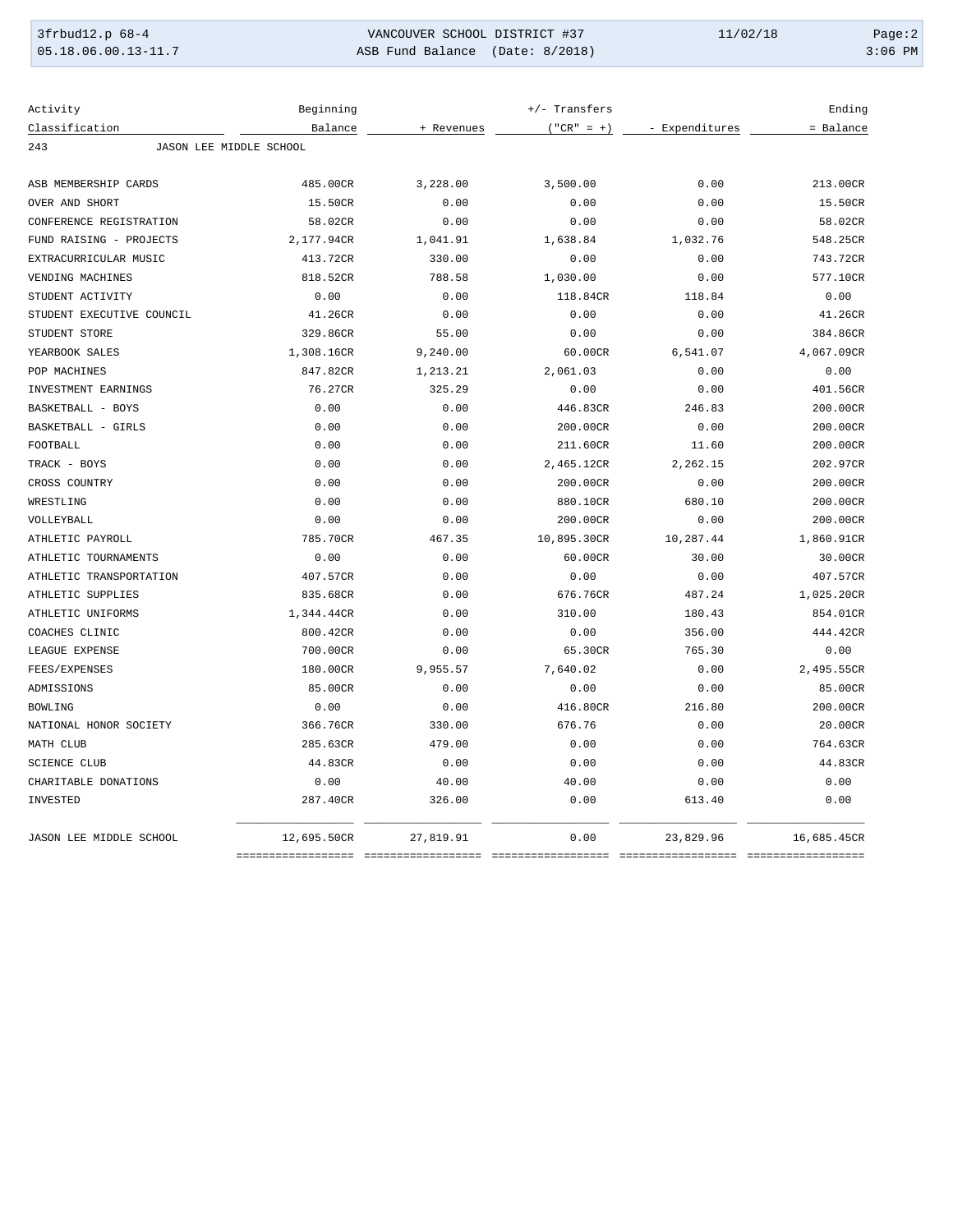3frbud12.p 68-4 VANCOUVER SCHOOL DISTRICT #37 11/02/18

05.18.06.00.13-11.7 ASB Fund Balance (Date: 8/2018) 3:06 PM

| Activity Classification | Beginning Balance | + Revenues | +/- Transfers ("CR" = +) | - Expenditures | Ending = Balance |
|---|---|---|---|---|---|
| 243 JASON LEE MIDDLE SCHOOL | | | | | |
| ASB MEMBERSHIP CARDS | 485.00CR | 3,228.00 | 3,500.00 | 0.00 | 213.00CR |
| OVER AND SHORT | 15.50CR | 0.00 | 0.00 | 0.00 | 15.50CR |
| CONFERENCE REGISTRATION | 58.02CR | 0.00 | 0.00 | 0.00 | 58.02CR |
| FUND RAISING - PROJECTS | 2,177.94CR | 1,041.91 | 1,638.84 | 1,032.76 | 548.25CR |
| EXTRACURRICULAR MUSIC | 413.72CR | 330.00 | 0.00 | 0.00 | 743.72CR |
| VENDING MACHINES | 818.52CR | 788.58 | 1,030.00 | 0.00 | 577.10CR |
| STUDENT ACTIVITY | 0.00 | 0.00 | 118.84CR | 118.84 | 0.00 |
| STUDENT EXECUTIVE COUNCIL | 41.26CR | 0.00 | 0.00 | 0.00 | 41.26CR |
| STUDENT STORE | 329.86CR | 55.00 | 0.00 | 0.00 | 384.86CR |
| YEARBOOK SALES | 1,308.16CR | 9,240.00 | 60.00CR | 6,541.07 | 4,067.09CR |
| POP MACHINES | 847.82CR | 1,213.21 | 2,061.03 | 0.00 | 0.00 |
| INVESTMENT EARNINGS | 76.27CR | 325.29 | 0.00 | 0.00 | 401.56CR |
| BASKETBALL - BOYS | 0.00 | 0.00 | 446.83CR | 246.83 | 200.00CR |
| BASKETBALL - GIRLS | 0.00 | 0.00 | 200.00CR | 0.00 | 200.00CR |
| FOOTBALL | 0.00 | 0.00 | 211.60CR | 11.60 | 200.00CR |
| TRACK - BOYS | 0.00 | 0.00 | 2,465.12CR | 2,262.15 | 202.97CR |
| CROSS COUNTRY | 0.00 | 0.00 | 200.00CR | 0.00 | 200.00CR |
| WRESTLING | 0.00 | 0.00 | 880.10CR | 680.10 | 200.00CR |
| VOLLEYBALL | 0.00 | 0.00 | 200.00CR | 0.00 | 200.00CR |
| ATHLETIC PAYROLL | 785.70CR | 467.35 | 10,895.30CR | 10,287.44 | 1,860.91CR |
| ATHLETIC TOURNAMENTS | 0.00 | 0.00 | 60.00CR | 30.00 | 30.00CR |
| ATHLETIC TRANSPORTATION | 407.57CR | 0.00 | 0.00 | 0.00 | 407.57CR |
| ATHLETIC SUPPLIES | 835.68CR | 0.00 | 676.76CR | 487.24 | 1,025.20CR |
| ATHLETIC UNIFORMS | 1,344.44CR | 0.00 | 310.00 | 180.43 | 854.01CR |
| COACHES CLINIC | 800.42CR | 0.00 | 0.00 | 356.00 | 444.42CR |
| LEAGUE EXPENSE | 700.00CR | 0.00 | 65.30CR | 765.30 | 0.00 |
| FEES/EXPENSES | 180.00CR | 9,955.57 | 7,640.02 | 0.00 | 2,495.55CR |
| ADMISSIONS | 85.00CR | 0.00 | 0.00 | 0.00 | 85.00CR |
| BOWLING | 0.00 | 0.00 | 416.80CR | 216.80 | 200.00CR |
| NATIONAL HONOR SOCIETY | 366.76CR | 330.00 | 676.76 | 0.00 | 20.00CR |
| MATH CLUB | 285.63CR | 479.00 | 0.00 | 0.00 | 764.63CR |
| SCIENCE CLUB | 44.83CR | 0.00 | 0.00 | 0.00 | 44.83CR |
| CHARITABLE DONATIONS | 0.00 | 40.00 | 40.00 | 0.00 | 0.00 |
| INVESTED | 287.40CR | 326.00 | 0.00 | 613.40 | 0.00 |
| JASON LEE MIDDLE SCHOOL | 12,695.50CR | 27,819.91 | 0.00 | 23,829.96 | 16,685.45CR |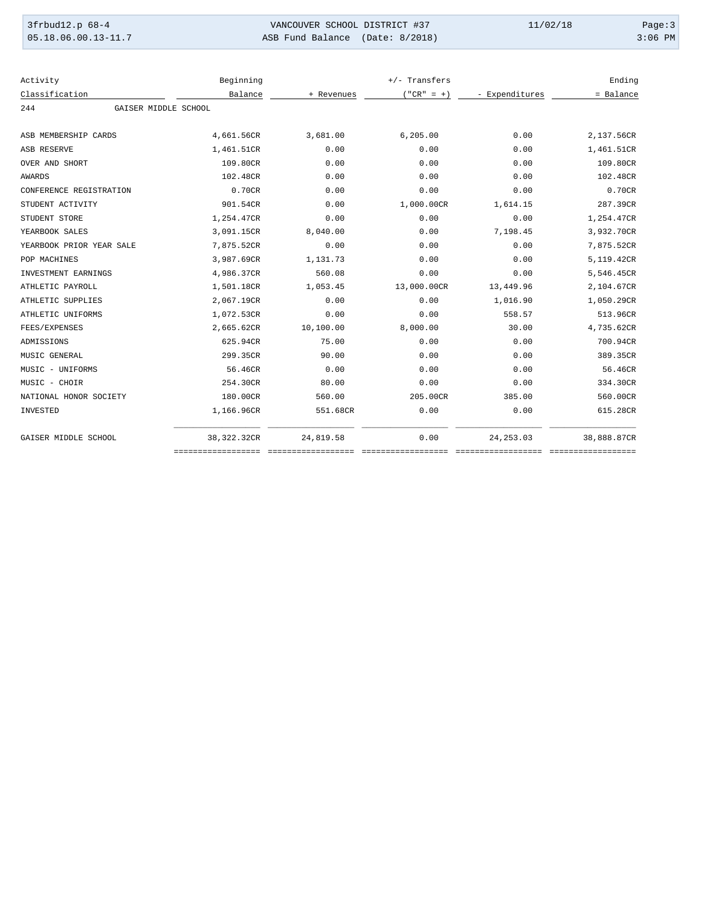| Activity Classification | Beginning Balance | + Revenues | +/- Transfers ("CR" = +) | - Expenditures | Ending = Balance |
|---|---|---|---|---|---|
| 244 GAISER MIDDLE SCHOOL | | | | | |
| ASB MEMBERSHIP CARDS | 4,661.56CR | 3,681.00 | 6,205.00 | 0.00 | 2,137.56CR |
| ASB RESERVE | 1,461.51CR | 0.00 | 0.00 | 0.00 | 1,461.51CR |
| OVER AND SHORT | 109.80CR | 0.00 | 0.00 | 0.00 | 109.80CR |
| AWARDS | 102.48CR | 0.00 | 0.00 | 0.00 | 102.48CR |
| CONFERENCE REGISTRATION | 0.70CR | 0.00 | 0.00 | 0.00 | 0.70CR |
| STUDENT ACTIVITY | 901.54CR | 0.00 | 1,000.00CR | 1,614.15 | 287.39CR |
| STUDENT STORE | 1,254.47CR | 0.00 | 0.00 | 0.00 | 1,254.47CR |
| YEARBOOK SALES | 3,091.15CR | 8,040.00 | 0.00 | 7,198.45 | 3,932.70CR |
| YEARBOOK PRIOR YEAR SALE | 7,875.52CR | 0.00 | 0.00 | 0.00 | 7,875.52CR |
| POP MACHINES | 3,987.69CR | 1,131.73 | 0.00 | 0.00 | 5,119.42CR |
| INVESTMENT EARNINGS | 4,986.37CR | 560.08 | 0.00 | 0.00 | 5,546.45CR |
| ATHLETIC PAYROLL | 1,501.18CR | 1,053.45 | 13,000.00CR | 13,449.96 | 2,104.67CR |
| ATHLETIC SUPPLIES | 2,067.19CR | 0.00 | 0.00 | 1,016.90 | 1,050.29CR |
| ATHLETIC UNIFORMS | 1,072.53CR | 0.00 | 0.00 | 558.57 | 513.96CR |
| FEES/EXPENSES | 2,665.62CR | 10,100.00 | 8,000.00 | 30.00 | 4,735.62CR |
| ADMISSIONS | 625.94CR | 75.00 | 0.00 | 0.00 | 700.94CR |
| MUSIC GENERAL | 299.35CR | 90.00 | 0.00 | 0.00 | 389.35CR |
| MUSIC - UNIFORMS | 56.46CR | 0.00 | 0.00 | 0.00 | 56.46CR |
| MUSIC - CHOIR | 254.30CR | 80.00 | 0.00 | 0.00 | 334.30CR |
| NATIONAL HONOR SOCIETY | 180.00CR | 560.00 | 205.00CR | 385.00 | 560.00CR |
| INVESTED | 1,166.96CR | 551.68CR | 0.00 | 0.00 | 615.28CR |
| GAISER MIDDLE SCHOOL | 38,322.32CR | 24,819.58 | 0.00 | 24,253.03 | 38,888.87CR |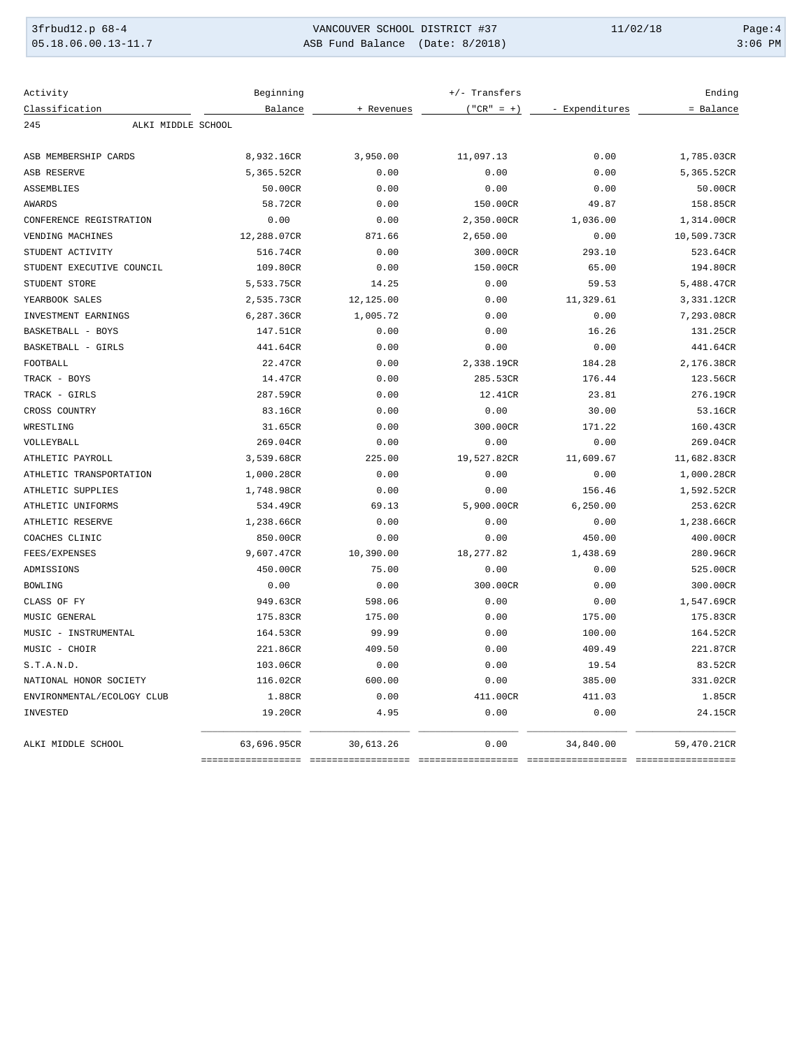| Activity Classification | Beginning Balance | + Revenues | +/- Transfers ("CR" = +) | - Expenditures | Ending = Balance |
|---|---|---|---|---|---|
| 245 ALKI MIDDLE SCHOOL | | | | | |
| ASB MEMBERSHIP CARDS | 8,932.16CR | 3,950.00 | 11,097.13 | 0.00 | 1,785.03CR |
| ASB RESERVE | 5,365.52CR | 0.00 | 0.00 | 0.00 | 5,365.52CR |
| ASSEMBLIES | 50.00CR | 0.00 | 0.00 | 0.00 | 50.00CR |
| AWARDS | 58.72CR | 0.00 | 150.00CR | 49.87 | 158.85CR |
| CONFERENCE REGISTRATION | 0.00 | 0.00 | 2,350.00CR | 1,036.00 | 1,314.00CR |
| VENDING MACHINES | 12,288.07CR | 871.66 | 2,650.00 | 0.00 | 10,509.73CR |
| STUDENT ACTIVITY | 516.74CR | 0.00 | 300.00CR | 293.10 | 523.64CR |
| STUDENT EXECUTIVE COUNCIL | 109.80CR | 0.00 | 150.00CR | 65.00 | 194.80CR |
| STUDENT STORE | 5,533.75CR | 14.25 | 0.00 | 59.53 | 5,488.47CR |
| YEARBOOK SALES | 2,535.73CR | 12,125.00 | 0.00 | 11,329.61 | 3,331.12CR |
| INVESTMENT EARNINGS | 6,287.36CR | 1,005.72 | 0.00 | 0.00 | 7,293.08CR |
| BASKETBALL - BOYS | 147.51CR | 0.00 | 0.00 | 16.26 | 131.25CR |
| BASKETBALL - GIRLS | 441.64CR | 0.00 | 0.00 | 0.00 | 441.64CR |
| FOOTBALL | 22.47CR | 0.00 | 2,338.19CR | 184.28 | 2,176.38CR |
| TRACK - BOYS | 14.47CR | 0.00 | 285.53CR | 176.44 | 123.56CR |
| TRACK - GIRLS | 287.59CR | 0.00 | 12.41CR | 23.81 | 276.19CR |
| CROSS COUNTRY | 83.16CR | 0.00 | 0.00 | 30.00 | 53.16CR |
| WRESTLING | 31.65CR | 0.00 | 300.00CR | 171.22 | 160.43CR |
| VOLLEYBALL | 269.04CR | 0.00 | 0.00 | 0.00 | 269.04CR |
| ATHLETIC PAYROLL | 3,539.68CR | 225.00 | 19,527.82CR | 11,609.67 | 11,682.83CR |
| ATHLETIC TRANSPORTATION | 1,000.28CR | 0.00 | 0.00 | 0.00 | 1,000.28CR |
| ATHLETIC SUPPLIES | 1,748.98CR | 0.00 | 0.00 | 156.46 | 1,592.52CR |
| ATHLETIC UNIFORMS | 534.49CR | 69.13 | 5,900.00CR | 6,250.00 | 253.62CR |
| ATHLETIC RESERVE | 1,238.66CR | 0.00 | 0.00 | 0.00 | 1,238.66CR |
| COACHES CLINIC | 850.00CR | 0.00 | 0.00 | 450.00 | 400.00CR |
| FEES/EXPENSES | 9,607.47CR | 10,390.00 | 18,277.82 | 1,438.69 | 280.96CR |
| ADMISSIONS | 450.00CR | 75.00 | 0.00 | 0.00 | 525.00CR |
| BOWLING | 0.00 | 0.00 | 300.00CR | 0.00 | 300.00CR |
| CLASS OF FY | 949.63CR | 598.06 | 0.00 | 0.00 | 1,547.69CR |
| MUSIC GENERAL | 175.83CR | 175.00 | 0.00 | 175.00 | 175.83CR |
| MUSIC - INSTRUMENTAL | 164.53CR | 99.99 | 0.00 | 100.00 | 164.52CR |
| MUSIC - CHOIR | 221.86CR | 409.50 | 0.00 | 409.49 | 221.87CR |
| S.T.A.N.D. | 103.06CR | 0.00 | 0.00 | 19.54 | 83.52CR |
| NATIONAL HONOR SOCIETY | 116.02CR | 600.00 | 0.00 | 385.00 | 331.02CR |
| ENVIRONMENTAL/ECOLOGY CLUB | 1.88CR | 0.00 | 411.00CR | 411.03 | 1.85CR |
| INVESTED | 19.20CR | 4.95 | 0.00 | 0.00 | 24.15CR |
| ALKI MIDDLE SCHOOL | 63,696.95CR | 30,613.26 | 0.00 | 34,840.00 | 59,470.21CR |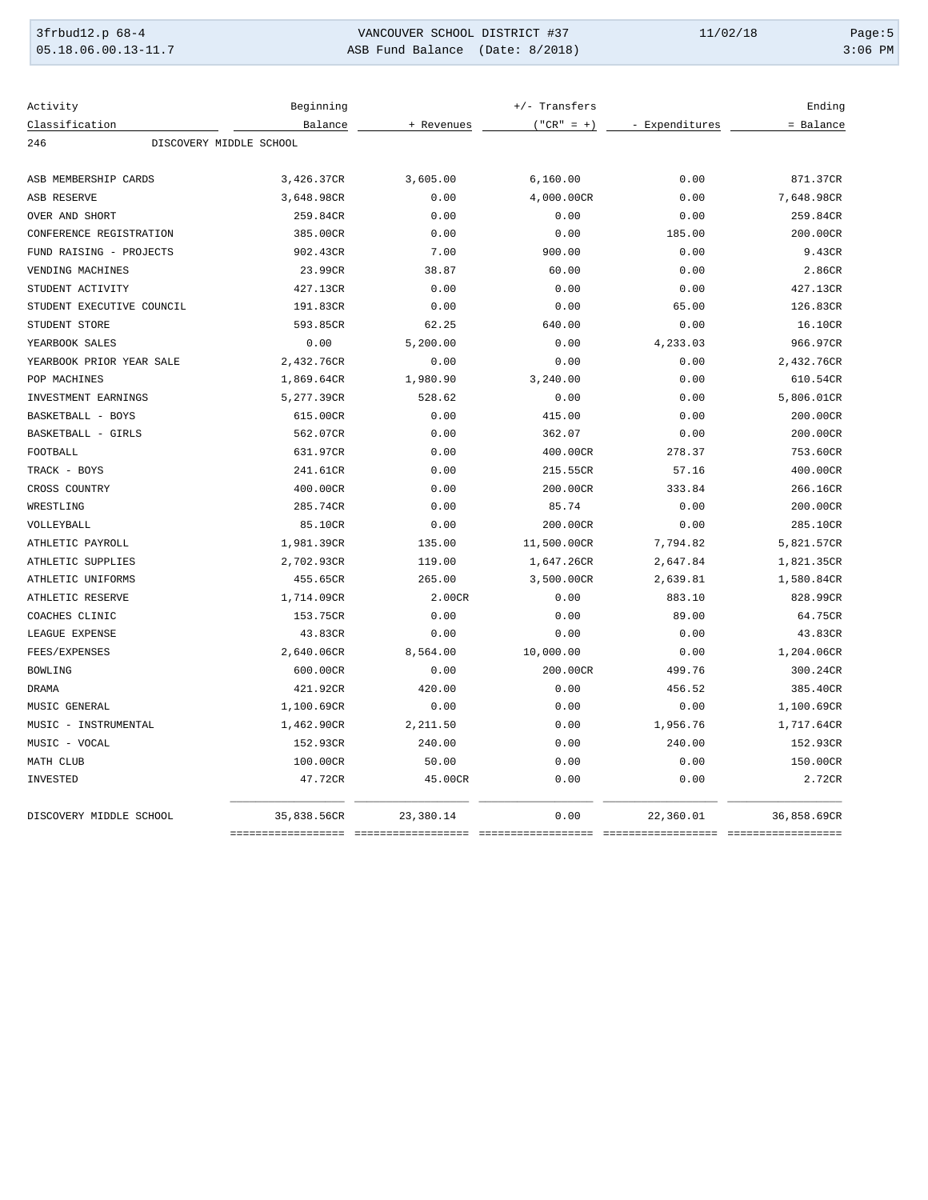VANCOUVER SCHOOL DISTRICT #37

ASB Fund Balance (Date: 8/2018)

| Activity Classification | Beginning Balance | + Revenues | +/- Transfers ("CR" = +) | - Expenditures | Ending = Balance |
|---|---|---|---|---|---|
| 246 DISCOVERY MIDDLE SCHOOL | | | | | |
| ASB MEMBERSHIP CARDS | 3,426.37CR | 3,605.00 | 6,160.00 | 0.00 | 871.37CR |
| ASB RESERVE | 3,648.98CR | 0.00 | 4,000.00CR | 0.00 | 7,648.98CR |
| OVER AND SHORT | 259.84CR | 0.00 | 0.00 | 0.00 | 259.84CR |
| CONFERENCE REGISTRATION | 385.00CR | 0.00 | 0.00 | 185.00 | 200.00CR |
| FUND RAISING - PROJECTS | 902.43CR | 7.00 | 900.00 | 0.00 | 9.43CR |
| VENDING MACHINES | 23.99CR | 38.87 | 60.00 | 0.00 | 2.86CR |
| STUDENT ACTIVITY | 427.13CR | 0.00 | 0.00 | 0.00 | 427.13CR |
| STUDENT EXECUTIVE COUNCIL | 191.83CR | 0.00 | 0.00 | 65.00 | 126.83CR |
| STUDENT STORE | 593.85CR | 62.25 | 640.00 | 0.00 | 16.10CR |
| YEARBOOK SALES | 0.00 | 5,200.00 | 0.00 | 4,233.03 | 966.97CR |
| YEARBOOK PRIOR YEAR SALE | 2,432.76CR | 0.00 | 0.00 | 0.00 | 2,432.76CR |
| POP MACHINES | 1,869.64CR | 1,980.90 | 3,240.00 | 0.00 | 610.54CR |
| INVESTMENT EARNINGS | 5,277.39CR | 528.62 | 0.00 | 0.00 | 5,806.01CR |
| BASKETBALL - BOYS | 615.00CR | 0.00 | 415.00 | 0.00 | 200.00CR |
| BASKETBALL - GIRLS | 562.07CR | 0.00 | 362.07 | 0.00 | 200.00CR |
| FOOTBALL | 631.97CR | 0.00 | 400.00CR | 278.37 | 753.60CR |
| TRACK - BOYS | 241.61CR | 0.00 | 215.55CR | 57.16 | 400.00CR |
| CROSS COUNTRY | 400.00CR | 0.00 | 200.00CR | 333.84 | 266.16CR |
| WRESTLING | 285.74CR | 0.00 | 85.74 | 0.00 | 200.00CR |
| VOLLEYBALL | 85.10CR | 0.00 | 200.00CR | 0.00 | 285.10CR |
| ATHLETIC PAYROLL | 1,981.39CR | 135.00 | 11,500.00CR | 7,794.82 | 5,821.57CR |
| ATHLETIC SUPPLIES | 2,702.93CR | 119.00 | 1,647.26CR | 2,647.84 | 1,821.35CR |
| ATHLETIC UNIFORMS | 455.65CR | 265.00 | 3,500.00CR | 2,639.81 | 1,580.84CR |
| ATHLETIC RESERVE | 1,714.09CR | 2.00CR | 0.00 | 883.10 | 828.99CR |
| COACHES CLINIC | 153.75CR | 0.00 | 0.00 | 89.00 | 64.75CR |
| LEAGUE EXPENSE | 43.83CR | 0.00 | 0.00 | 0.00 | 43.83CR |
| FEES/EXPENSES | 2,640.06CR | 8,564.00 | 10,000.00 | 0.00 | 1,204.06CR |
| BOWLING | 600.00CR | 0.00 | 200.00CR | 499.76 | 300.24CR |
| DRAMA | 421.92CR | 420.00 | 0.00 | 456.52 | 385.40CR |
| MUSIC GENERAL | 1,100.69CR | 0.00 | 0.00 | 0.00 | 1,100.69CR |
| MUSIC - INSTRUMENTAL | 1,462.90CR | 2,211.50 | 0.00 | 1,956.76 | 1,717.64CR |
| MUSIC - VOCAL | 152.93CR | 240.00 | 0.00 | 240.00 | 152.93CR |
| MATH CLUB | 100.00CR | 50.00 | 0.00 | 0.00 | 150.00CR |
| INVESTED | 47.72CR | 45.00CR | 0.00 | 0.00 | 2.72CR |
| DISCOVERY MIDDLE SCHOOL | 35,838.56CR | 23,380.14 | 0.00 | 22,360.01 | 36,858.69CR |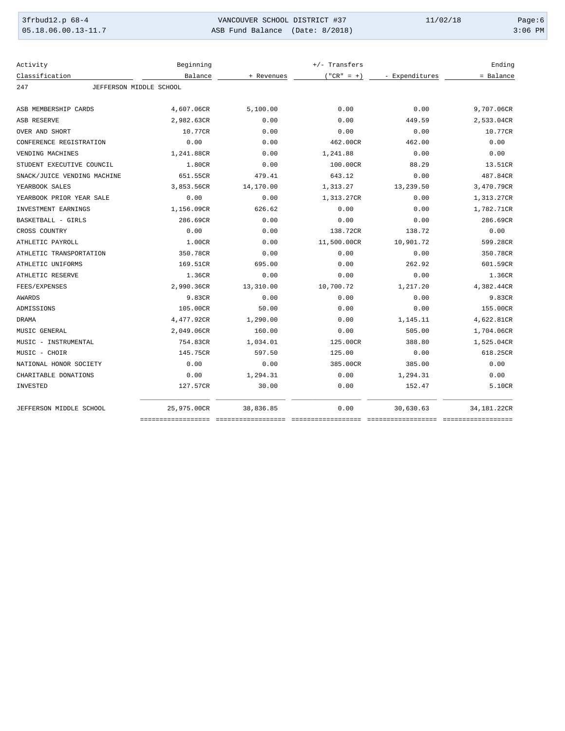VANCOUVER SCHOOL DISTRICT #37

ASB Fund Balance (Date: 8/2018)

| Activity Classification | Beginning Balance | + Revenues | +/- Transfers ("CR" = +) | - Expenditures | Ending = Balance |
|---|---|---|---|---|---|
| **247 JEFFERSON MIDDLE SCHOOL** | | | | | |
| ASB MEMBERSHIP CARDS | 4,607.06CR | 5,100.00 | 0.00 | 0.00 | 9,707.06CR |
| ASB RESERVE | 2,982.63CR | 0.00 | 0.00 | 449.59 | 2,533.04CR |
| OVER AND SHORT | 10.77CR | 0.00 | 0.00 | 0.00 | 10.77CR |
| CONFERENCE REGISTRATION | 0.00 | 0.00 | 462.00CR | 462.00 | 0.00 |
| VENDING MACHINES | 1,241.88CR | 0.00 | 1,241.88 | 0.00 | 0.00 |
| STUDENT EXECUTIVE COUNCIL | 1.80CR | 0.00 | 100.00CR | 88.29 | 13.51CR |
| SNACK/JUICE VENDING MACHINE | 651.55CR | 479.41 | 643.12 | 0.00 | 487.84CR |
| YEARBOOK SALES | 3,853.56CR | 14,170.00 | 1,313.27 | 13,239.50 | 3,470.79CR |
| YEARBOOK PRIOR YEAR SALE | 0.00 | 0.00 | 1,313.27CR | 0.00 | 1,313.27CR |
| INVESTMENT EARNINGS | 1,156.09CR | 626.62 | 0.00 | 0.00 | 1,782.71CR |
| BASKETBALL - GIRLS | 286.69CR | 0.00 | 0.00 | 0.00 | 286.69CR |
| CROSS COUNTRY | 0.00 | 0.00 | 138.72CR | 138.72 | 0.00 |
| ATHLETIC PAYROLL | 1.00CR | 0.00 | 11,500.00CR | 10,901.72 | 599.28CR |
| ATHLETIC TRANSPORTATION | 350.78CR | 0.00 | 0.00 | 0.00 | 350.78CR |
| ATHLETIC UNIFORMS | 169.51CR | 695.00 | 0.00 | 262.92 | 601.59CR |
| ATHLETIC RESERVE | 1.36CR | 0.00 | 0.00 | 0.00 | 1.36CR |
| FEES/EXPENSES | 2,990.36CR | 13,310.00 | 10,700.72 | 1,217.20 | 4,382.44CR |
| AWARDS | 9.83CR | 0.00 | 0.00 | 0.00 | 9.83CR |
| ADMISSIONS | 105.00CR | 50.00 | 0.00 | 0.00 | 155.00CR |
| DRAMA | 4,477.92CR | 1,290.00 | 0.00 | 1,145.11 | 4,622.81CR |
| MUSIC GENERAL | 2,049.06CR | 160.00 | 0.00 | 505.00 | 1,704.06CR |
| MUSIC - INSTRUMENTAL | 754.83CR | 1,034.01 | 125.00CR | 388.80 | 1,525.04CR |
| MUSIC - CHOIR | 145.75CR | 597.50 | 125.00 | 0.00 | 618.25CR |
| NATIONAL HONOR SOCIETY | 0.00 | 0.00 | 385.00CR | 385.00 | 0.00 |
| CHARITABLE DONATIONS | 0.00 | 1,294.31 | 0.00 | 1,294.31 | 0.00 |
| INVESTED | 127.57CR | 30.00 | 0.00 | 152.47 | 5.10CR |
| **JEFFERSON MIDDLE SCHOOL** | 25,975.00CR | 38,836.85 | 0.00 | 30,630.63 | 34,181.22CR |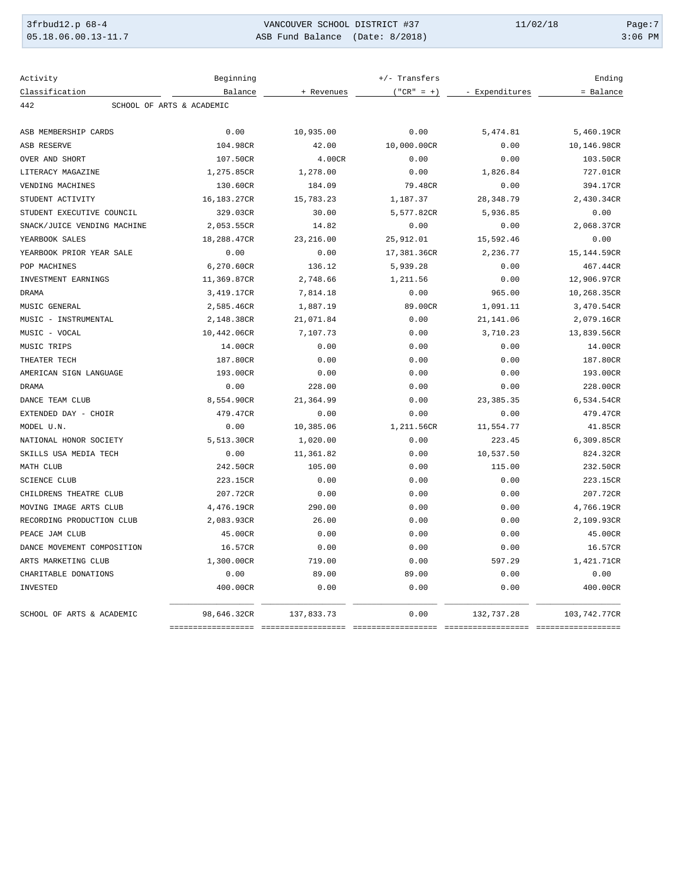| Activity Classification | Beginning Balance | + Revenues | +/- Transfers ("CR" = +) | - Expenditures | Ending = Balance |
|---|---|---|---|---|---|
| 442 SCHOOL OF ARTS & ACADEMIC | | | | | |
| ASB MEMBERSHIP CARDS | 0.00 | 10,935.00 | 0.00 | 5,474.81 | 5,460.19CR |
| ASB RESERVE | 104.98CR | 42.00 | 10,000.00CR | 0.00 | 10,146.98CR |
| OVER AND SHORT | 107.50CR | 4.00CR | 0.00 | 0.00 | 103.50CR |
| LITERACY MAGAZINE | 1,275.85CR | 1,278.00 | 0.00 | 1,826.84 | 727.01CR |
| VENDING MACHINES | 130.60CR | 184.09 | 79.48CR | 0.00 | 394.17CR |
| STUDENT ACTIVITY | 16,183.27CR | 15,783.23 | 1,187.37 | 28,348.79 | 2,430.34CR |
| STUDENT EXECUTIVE COUNCIL | 329.03CR | 30.00 | 5,577.82CR | 5,936.85 | 0.00 |
| SNACK/JUICE VENDING MACHINE | 2,053.55CR | 14.82 | 0.00 | 0.00 | 2,068.37CR |
| YEARBOOK SALES | 18,288.47CR | 23,216.00 | 25,912.01 | 15,592.46 | 0.00 |
| YEARBOOK PRIOR YEAR SALE | 0.00 | 0.00 | 17,381.36CR | 2,236.77 | 15,144.59CR |
| POP MACHINES | 6,270.60CR | 136.12 | 5,939.28 | 0.00 | 467.44CR |
| INVESTMENT EARNINGS | 11,369.87CR | 2,748.66 | 1,211.56 | 0.00 | 12,906.97CR |
| DRAMA | 3,419.17CR | 7,814.18 | 0.00 | 965.00 | 10,268.35CR |
| MUSIC GENERAL | 2,585.46CR | 1,887.19 | 89.00CR | 1,091.11 | 3,470.54CR |
| MUSIC - INSTRUMENTAL | 2,148.38CR | 21,071.84 | 0.00 | 21,141.06 | 2,079.16CR |
| MUSIC - VOCAL | 10,442.06CR | 7,107.73 | 0.00 | 3,710.23 | 13,839.56CR |
| MUSIC TRIPS | 14.00CR | 0.00 | 0.00 | 0.00 | 14.00CR |
| THEATER TECH | 187.80CR | 0.00 | 0.00 | 0.00 | 187.80CR |
| AMERICAN SIGN LANGUAGE | 193.00CR | 0.00 | 0.00 | 0.00 | 193.00CR |
| DRAMA | 0.00 | 228.00 | 0.00 | 0.00 | 228.00CR |
| DANCE TEAM CLUB | 8,554.90CR | 21,364.99 | 0.00 | 23,385.35 | 6,534.54CR |
| EXTENDED DAY - CHOIR | 479.47CR | 0.00 | 0.00 | 0.00 | 479.47CR |
| MODEL U.N. | 0.00 | 10,385.06 | 1,211.56CR | 11,554.77 | 41.85CR |
| NATIONAL HONOR SOCIETY | 5,513.30CR | 1,020.00 | 0.00 | 223.45 | 6,309.85CR |
| SKILLS USA MEDIA TECH | 0.00 | 11,361.82 | 0.00 | 10,537.50 | 824.32CR |
| MATH CLUB | 242.50CR | 105.00 | 0.00 | 115.00 | 232.50CR |
| SCIENCE CLUB | 223.15CR | 0.00 | 0.00 | 0.00 | 223.15CR |
| CHILDRENS THEATRE CLUB | 207.72CR | 0.00 | 0.00 | 0.00 | 207.72CR |
| MOVING IMAGE ARTS CLUB | 4,476.19CR | 290.00 | 0.00 | 0.00 | 4,766.19CR |
| RECORDING PRODUCTION CLUB | 2,083.93CR | 26.00 | 0.00 | 0.00 | 2,109.93CR |
| PEACE JAM CLUB | 45.00CR | 0.00 | 0.00 | 0.00 | 45.00CR |
| DANCE MOVEMENT COMPOSITION | 16.57CR | 0.00 | 0.00 | 0.00 | 16.57CR |
| ARTS MARKETING CLUB | 1,300.00CR | 719.00 | 0.00 | 597.29 | 1,421.71CR |
| CHARITABLE DONATIONS | 0.00 | 89.00 | 89.00 | 0.00 | 0.00 |
| INVESTED | 400.00CR | 0.00 | 0.00 | 0.00 | 400.00CR |
| SCHOOL OF ARTS & ACADEMIC | 98,646.32CR | 137,833.73 | 0.00 | 132,737.28 | 103,742.77CR |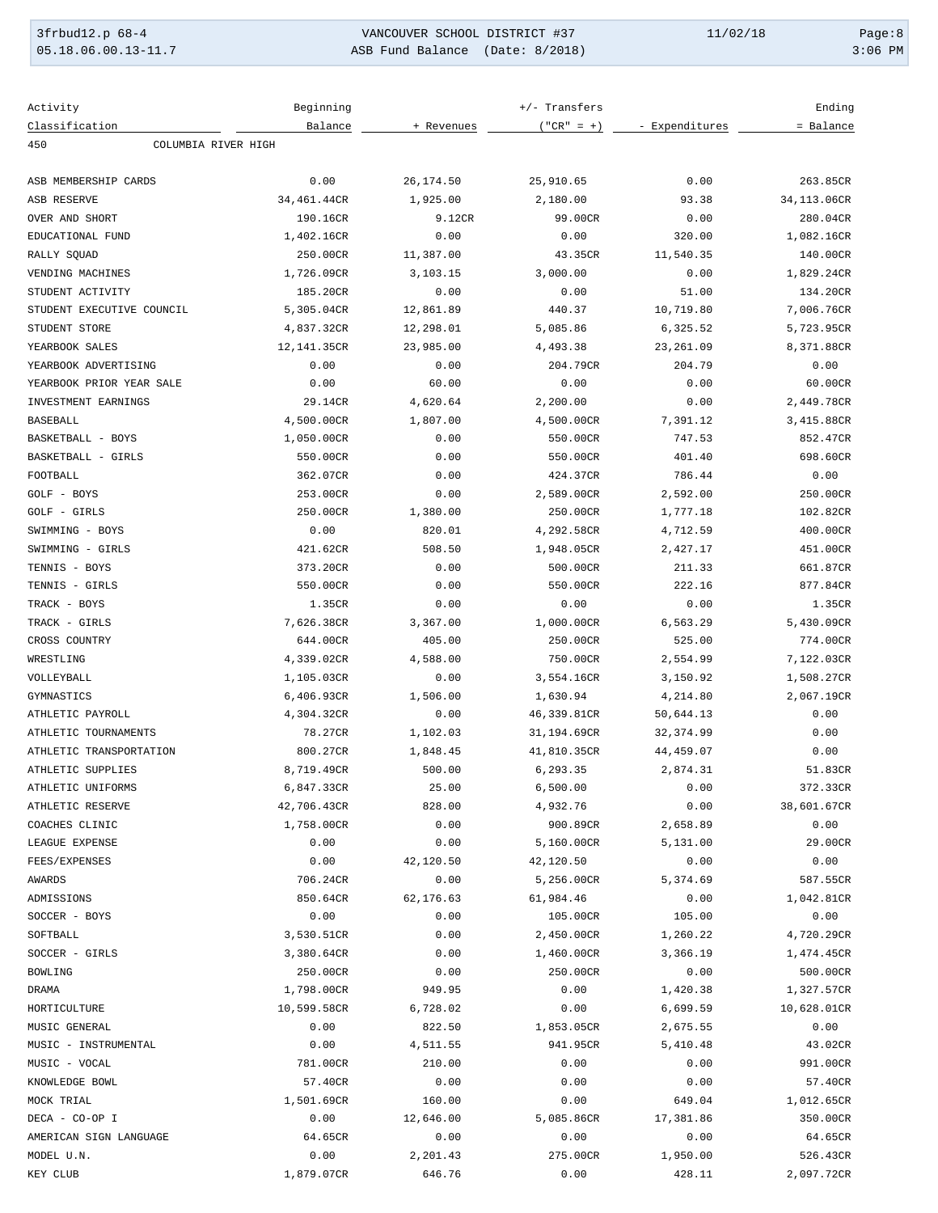| Activity Classification | Beginning Balance | + Revenues | +/- Transfers ("CR" = +) | - Expenditures | Ending = Balance |
|---|---|---|---|---|---|
| 450 COLUMBIA RIVER HIGH | | | | | |
| ASB MEMBERSHIP CARDS | 0.00 | 26,174.50 | 25,910.65 | 0.00 | 263.85CR |
| ASB RESERVE | 34,461.44CR | 1,925.00 | 2,180.00 | 93.38 | 34,113.06CR |
| OVER AND SHORT | 190.16CR | 9.12CR | 99.00CR | 0.00 | 280.04CR |
| EDUCATIONAL FUND | 1,402.16CR | 0.00 | 0.00 | 320.00 | 1,082.16CR |
| RALLY SQUAD | 250.00CR | 11,387.00 | 43.35CR | 11,540.35 | 140.00CR |
| VENDING MACHINES | 1,726.09CR | 3,103.15 | 3,000.00 | 0.00 | 1,829.24CR |
| STUDENT ACTIVITY | 185.20CR | 0.00 | 0.00 | 51.00 | 134.20CR |
| STUDENT EXECUTIVE COUNCIL | 5,305.04CR | 12,861.89 | 440.37 | 10,719.80 | 7,006.76CR |
| STUDENT STORE | 4,837.32CR | 12,298.01 | 5,085.86 | 6,325.52 | 5,723.95CR |
| YEARBOOK SALES | 12,141.35CR | 23,985.00 | 4,493.38 | 23,261.09 | 8,371.88CR |
| YEARBOOK ADVERTISING | 0.00 | 0.00 | 204.79CR | 204.79 | 0.00 |
| YEARBOOK PRIOR YEAR SALE | 0.00 | 60.00 | 0.00 | 0.00 | 60.00CR |
| INVESTMENT EARNINGS | 29.14CR | 4,620.64 | 2,200.00 | 0.00 | 2,449.78CR |
| BASEBALL | 4,500.00CR | 1,807.00 | 4,500.00CR | 7,391.12 | 3,415.88CR |
| BASKETBALL - BOYS | 1,050.00CR | 0.00 | 550.00CR | 747.53 | 852.47CR |
| BASKETBALL - GIRLS | 550.00CR | 0.00 | 550.00CR | 401.40 | 698.60CR |
| FOOTBALL | 362.07CR | 0.00 | 424.37CR | 786.44 | 0.00 |
| GOLF - BOYS | 253.00CR | 0.00 | 2,589.00CR | 2,592.00 | 250.00CR |
| GOLF - GIRLS | 250.00CR | 1,380.00 | 250.00CR | 1,777.18 | 102.82CR |
| SWIMMING - BOYS | 0.00 | 820.01 | 4,292.58CR | 4,712.59 | 400.00CR |
| SWIMMING - GIRLS | 421.62CR | 508.50 | 1,948.05CR | 2,427.17 | 451.00CR |
| TENNIS - BOYS | 373.20CR | 0.00 | 500.00CR | 211.33 | 661.87CR |
| TENNIS - GIRLS | 550.00CR | 0.00 | 550.00CR | 222.16 | 877.84CR |
| TRACK - BOYS | 1.35CR | 0.00 | 0.00 | 0.00 | 1.35CR |
| TRACK - GIRLS | 7,626.38CR | 3,367.00 | 1,000.00CR | 6,563.29 | 5,430.09CR |
| CROSS COUNTRY | 644.00CR | 405.00 | 250.00CR | 525.00 | 774.00CR |
| WRESTLING | 4,339.02CR | 4,588.00 | 750.00CR | 2,554.99 | 7,122.03CR |
| VOLLEYBALL | 1,105.03CR | 0.00 | 3,554.16CR | 3,150.92 | 1,508.27CR |
| GYMNASTICS | 6,406.93CR | 1,506.00 | 1,630.94 | 4,214.80 | 2,067.19CR |
| ATHLETIC PAYROLL | 4,304.32CR | 0.00 | 46,339.81CR | 50,644.13 | 0.00 |
| ATHLETIC TOURNAMENTS | 78.27CR | 1,102.03 | 31,194.69CR | 32,374.99 | 0.00 |
| ATHLETIC TRANSPORTATION | 800.27CR | 1,848.45 | 41,810.35CR | 44,459.07 | 0.00 |
| ATHLETIC SUPPLIES | 8,719.49CR | 500.00 | 6,293.35 | 2,874.31 | 51.83CR |
| ATHLETIC UNIFORMS | 6,847.33CR | 25.00 | 6,500.00 | 0.00 | 372.33CR |
| ATHLETIC RESERVE | 42,706.43CR | 828.00 | 4,932.76 | 0.00 | 38,601.67CR |
| COACHES CLINIC | 1,758.00CR | 0.00 | 900.89CR | 2,658.89 | 0.00 |
| LEAGUE EXPENSE | 0.00 | 0.00 | 5,160.00CR | 5,131.00 | 29.00CR |
| FEES/EXPENSES | 0.00 | 42,120.50 | 42,120.50 | 0.00 | 0.00 |
| AWARDS | 706.24CR | 0.00 | 5,256.00CR | 5,374.69 | 587.55CR |
| ADMISSIONS | 850.64CR | 62,176.63 | 61,984.46 | 0.00 | 1,042.81CR |
| SOCCER - BOYS | 0.00 | 0.00 | 105.00CR | 105.00 | 0.00 |
| SOFTBALL | 3,530.51CR | 0.00 | 2,450.00CR | 1,260.22 | 4,720.29CR |
| SOCCER - GIRLS | 3,380.64CR | 0.00 | 1,460.00CR | 3,366.19 | 1,474.45CR |
| BOWLING | 250.00CR | 0.00 | 250.00CR | 0.00 | 500.00CR |
| DRAMA | 1,798.00CR | 949.95 | 0.00 | 1,420.38 | 1,327.57CR |
| HORTICULTURE | 10,599.58CR | 6,728.02 | 0.00 | 6,699.59 | 10,628.01CR |
| MUSIC GENERAL | 0.00 | 822.50 | 1,853.05CR | 2,675.55 | 0.00 |
| MUSIC - INSTRUMENTAL | 0.00 | 4,511.55 | 941.95CR | 5,410.48 | 43.02CR |
| MUSIC - VOCAL | 781.00CR | 210.00 | 0.00 | 0.00 | 991.00CR |
| KNOWLEDGE BOWL | 57.40CR | 0.00 | 0.00 | 0.00 | 57.40CR |
| MOCK TRIAL | 1,501.69CR | 160.00 | 0.00 | 649.04 | 1,012.65CR |
| DECA - CO-OP I | 0.00 | 12,646.00 | 5,085.86CR | 17,381.86 | 350.00CR |
| AMERICAN SIGN LANGUAGE | 64.65CR | 0.00 | 0.00 | 0.00 | 64.65CR |
| MODEL U.N. | 0.00 | 2,201.43 | 275.00CR | 1,950.00 | 526.43CR |
| KEY CLUB | 1,879.07CR | 646.76 | 0.00 | 428.11 | 2,097.72CR |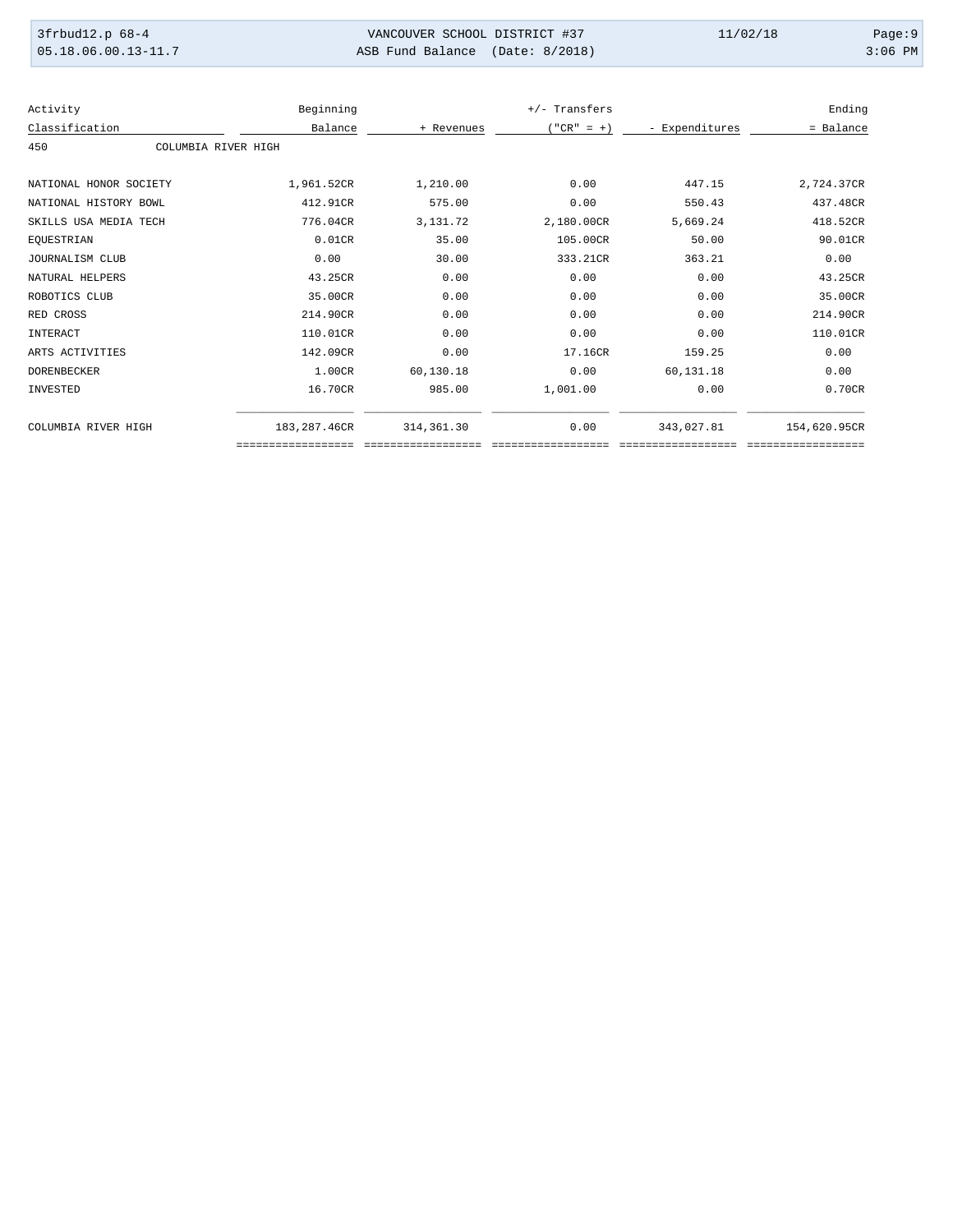| Activity Classification | Beginning Balance | + Revenues | +/- Transfers ("CR" = +) | - Expenditures | Ending = Balance |
|---|---|---|---|---|---|
| 450 COLUMBIA RIVER HIGH | | | | | |
| NATIONAL HONOR SOCIETY | 1,961.52CR | 1,210.00 | 0.00 | 447.15 | 2,724.37CR |
| NATIONAL HISTORY BOWL | 412.91CR | 575.00 | 0.00 | 550.43 | 437.48CR |
| SKILLS USA MEDIA TECH | 776.04CR | 3,131.72 | 2,180.00CR | 5,669.24 | 418.52CR |
| EQUESTRIAN | 0.01CR | 35.00 | 105.00CR | 50.00 | 90.01CR |
| JOURNALISM CLUB | 0.00 | 30.00 | 333.21CR | 363.21 | 0.00 |
| NATURAL HELPERS | 43.25CR | 0.00 | 0.00 | 0.00 | 43.25CR |
| ROBOTICS CLUB | 35.00CR | 0.00 | 0.00 | 0.00 | 35.00CR |
| RED CROSS | 214.90CR | 0.00 | 0.00 | 0.00 | 214.90CR |
| INTERACT | 110.01CR | 0.00 | 0.00 | 0.00 | 110.01CR |
| ARTS ACTIVITIES | 142.09CR | 0.00 | 17.16CR | 159.25 | 0.00 |
| DORENBECKER | 1.00CR | 60,130.18 | 0.00 | 60,131.18 | 0.00 |
| INVESTED | 16.70CR | 985.00 | 1,001.00 | 0.00 | 0.70CR |
| COLUMBIA RIVER HIGH | 183,287.46CR | 314,361.30 | 0.00 | 343,027.81 | 154,620.95CR |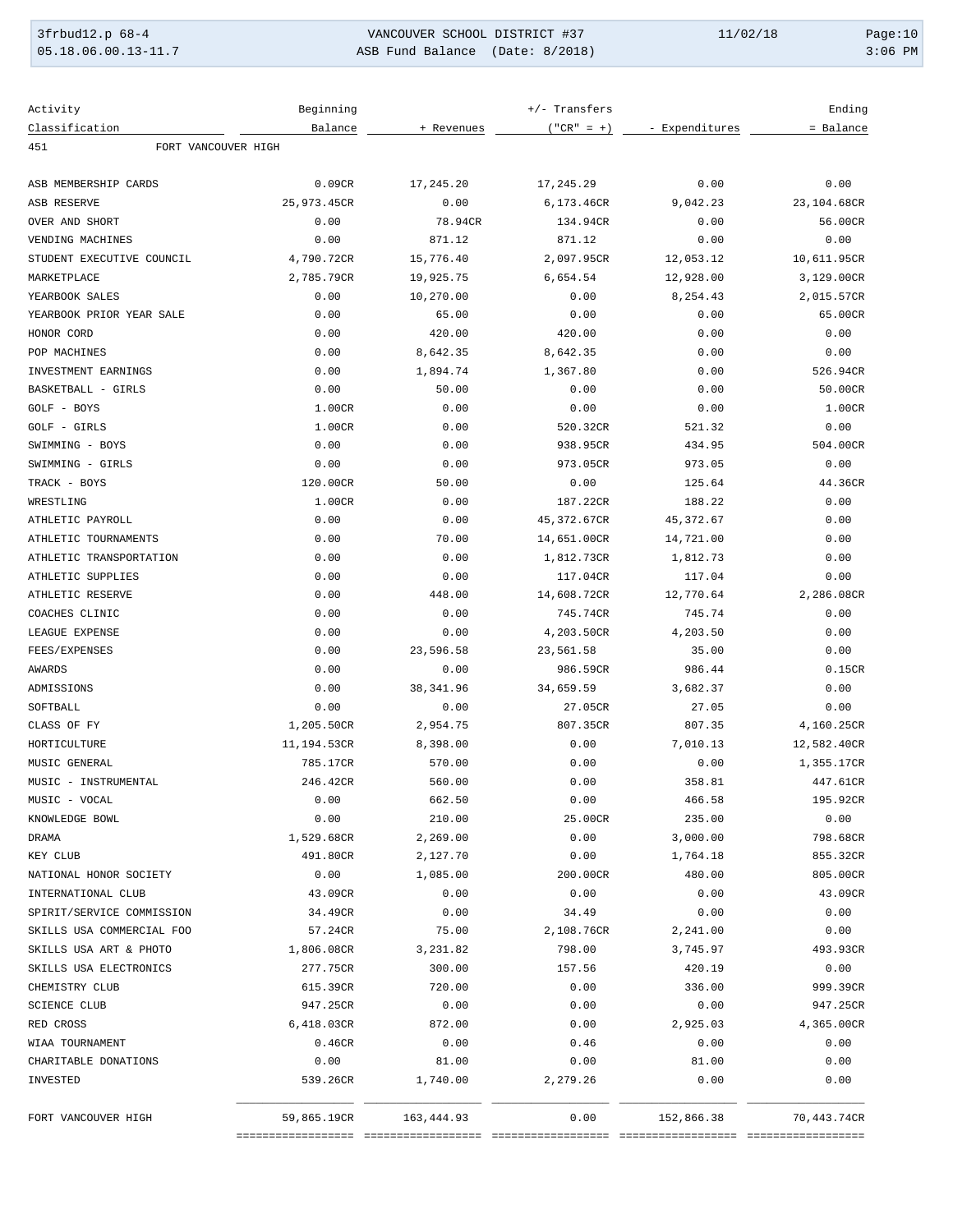# VANCOUVER SCHOOL DISTRICT #37

## ASB Fund Balance (Date: 8/2018)

| Activity Classification | Beginning Balance | + Revenues | +/- Transfers ("CR" = +) | - Expenditures | Ending = Balance |
|---|---|---|---|---|---|
| 451 FORT VANCOUVER HIGH | | | | | |
| ASB MEMBERSHIP CARDS | 0.09CR | 17,245.20 | 17,245.29 | 0.00 | 0.00 |
| ASB RESERVE | 25,973.45CR | 0.00 | 6,173.46CR | 9,042.23 | 23,104.68CR |
| OVER AND SHORT | 0.00 | 78.94CR | 134.94CR | 0.00 | 56.00CR |
| VENDING MACHINES | 0.00 | 871.12 | 871.12 | 0.00 | 0.00 |
| STUDENT EXECUTIVE COUNCIL | 4,790.72CR | 15,776.40 | 2,097.95CR | 12,053.12 | 10,611.95CR |
| MARKETPLACE | 2,785.79CR | 19,925.75 | 6,654.54 | 12,928.00 | 3,129.00CR |
| YEARBOOK SALES | 0.00 | 10,270.00 | 0.00 | 8,254.43 | 2,015.57CR |
| YEARBOOK PRIOR YEAR SALE | 0.00 | 65.00 | 0.00 | 0.00 | 65.00CR |
| HONOR CORD | 0.00 | 420.00 | 420.00 | 0.00 | 0.00 |
| POP MACHINES | 0.00 | 8,642.35 | 8,642.35 | 0.00 | 0.00 |
| INVESTMENT EARNINGS | 0.00 | 1,894.74 | 1,367.80 | 0.00 | 526.94CR |
| BASKETBALL - GIRLS | 0.00 | 50.00 | 0.00 | 0.00 | 50.00CR |
| GOLF - BOYS | 1.00CR | 0.00 | 0.00 | 0.00 | 1.00CR |
| GOLF - GIRLS | 1.00CR | 0.00 | 520.32CR | 521.32 | 0.00 |
| SWIMMING - BOYS | 0.00 | 0.00 | 938.95CR | 434.95 | 504.00CR |
| SWIMMING - GIRLS | 0.00 | 0.00 | 973.05CR | 973.05 | 0.00 |
| TRACK - BOYS | 120.00CR | 50.00 | 0.00 | 125.64 | 44.36CR |
| WRESTLING | 1.00CR | 0.00 | 187.22CR | 188.22 | 0.00 |
| ATHLETIC PAYROLL | 0.00 | 0.00 | 45,372.67CR | 45,372.67 | 0.00 |
| ATHLETIC TOURNAMENTS | 0.00 | 70.00 | 14,651.00CR | 14,721.00 | 0.00 |
| ATHLETIC TRANSPORTATION | 0.00 | 0.00 | 1,812.73CR | 1,812.73 | 0.00 |
| ATHLETIC SUPPLIES | 0.00 | 0.00 | 117.04CR | 117.04 | 0.00 |
| ATHLETIC RESERVE | 0.00 | 448.00 | 14,608.72CR | 12,770.64 | 2,286.08CR |
| COACHES CLINIC | 0.00 | 0.00 | 745.74CR | 745.74 | 0.00 |
| LEAGUE EXPENSE | 0.00 | 0.00 | 4,203.50CR | 4,203.50 | 0.00 |
| FEES/EXPENSES | 0.00 | 23,596.58 | 23,561.58 | 35.00 | 0.00 |
| AWARDS | 0.00 | 0.00 | 986.59CR | 986.44 | 0.15CR |
| ADMISSIONS | 0.00 | 38,341.96 | 34,659.59 | 3,682.37 | 0.00 |
| SOFTBALL | 0.00 | 0.00 | 27.05CR | 27.05 | 0.00 |
| CLASS OF FY | 1,205.50CR | 2,954.75 | 807.35CR | 807.35 | 4,160.25CR |
| HORTICULTURE | 11,194.53CR | 8,398.00 | 0.00 | 7,010.13 | 12,582.40CR |
| MUSIC GENERAL | 785.17CR | 570.00 | 0.00 | 0.00 | 1,355.17CR |
| MUSIC - INSTRUMENTAL | 246.42CR | 560.00 | 0.00 | 358.81 | 447.61CR |
| MUSIC - VOCAL | 0.00 | 662.50 | 0.00 | 466.58 | 195.92CR |
| KNOWLEDGE BOWL | 0.00 | 210.00 | 25.00CR | 235.00 | 0.00 |
| DRAMA | 1,529.68CR | 2,269.00 | 0.00 | 3,000.00 | 798.68CR |
| KEY CLUB | 491.80CR | 2,127.70 | 0.00 | 1,764.18 | 855.32CR |
| NATIONAL HONOR SOCIETY | 0.00 | 1,085.00 | 200.00CR | 480.00 | 805.00CR |
| INTERNATIONAL CLUB | 43.09CR | 0.00 | 0.00 | 0.00 | 43.09CR |
| SPIRIT/SERVICE COMMISSION | 34.49CR | 0.00 | 34.49 | 0.00 | 0.00 |
| SKILLS USA COMMERCIAL FOO | 57.24CR | 75.00 | 2,108.76CR | 2,241.00 | 0.00 |
| SKILLS USA ART & PHOTO | 1,806.08CR | 3,231.82 | 798.00 | 3,745.97 | 493.93CR |
| SKILLS USA ELECTRONICS | 277.75CR | 300.00 | 157.56 | 420.19 | 0.00 |
| CHEMISTRY CLUB | 615.39CR | 720.00 | 0.00 | 336.00 | 999.39CR |
| SCIENCE CLUB | 947.25CR | 0.00 | 0.00 | 0.00 | 947.25CR |
| RED CROSS | 6,418.03CR | 872.00 | 0.00 | 2,925.03 | 4,365.00CR |
| WIAA TOURNAMENT | 0.46CR | 0.00 | 0.46 | 0.00 | 0.00 |
| CHARITABLE DONATIONS | 0.00 | 81.00 | 0.00 | 81.00 | 0.00 |
| INVESTED | 539.26CR | 1,740.00 | 2,279.26 | 0.00 | 0.00 |
| FORT VANCOUVER HIGH | 59,865.19CR | 163,444.93 | 0.00 | 152,866.38 | 70,443.74CR |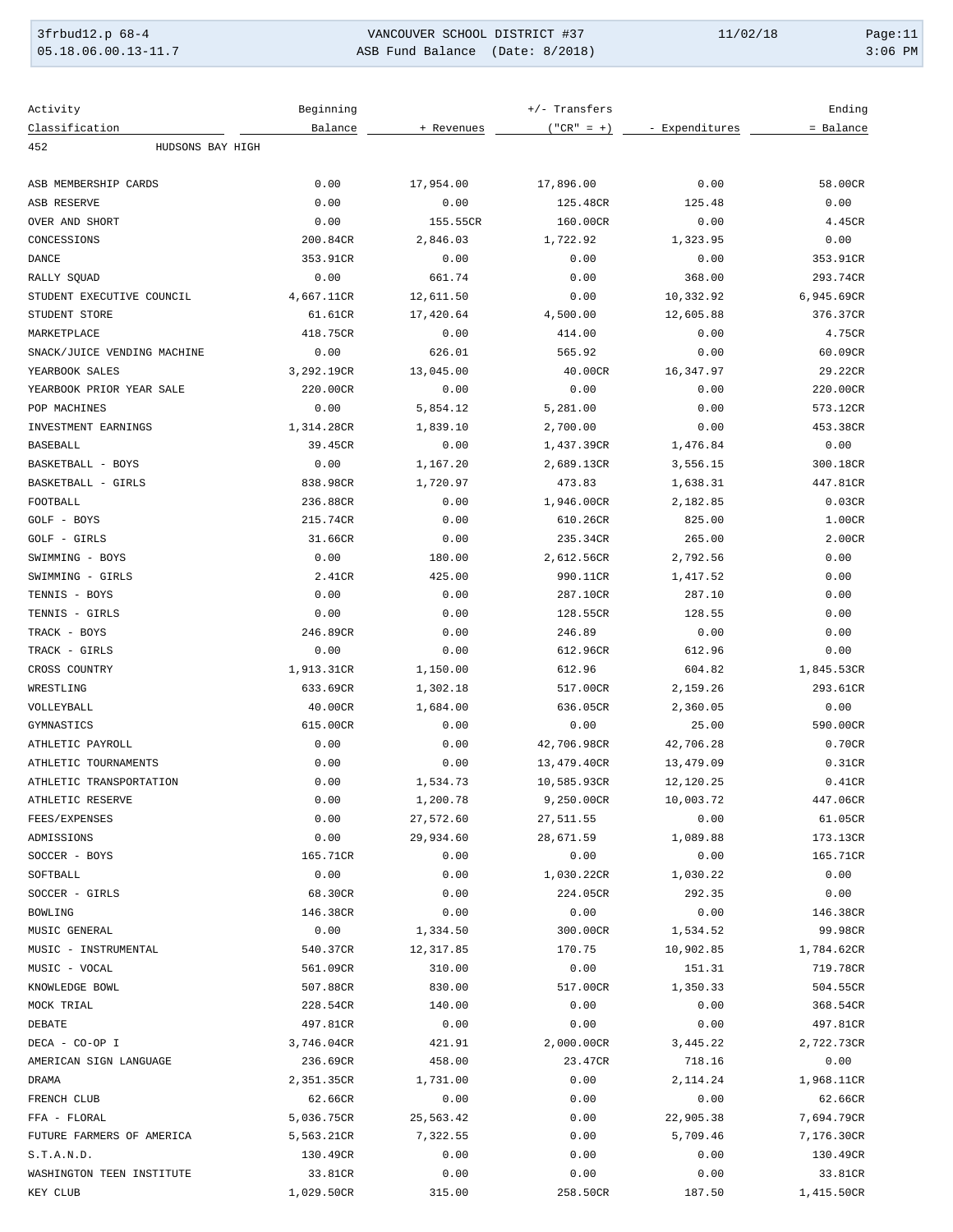| Activity Classification | Beginning Balance | + Revenues | +/- Transfers ("CR" = +) | - Expenditures | Ending = Balance |
|---|---|---|---|---|---|
| 452 HUDSONS BAY HIGH | | | | | |
| ASB MEMBERSHIP CARDS | 0.00 | 17,954.00 | 17,896.00 | 0.00 | 58.00CR |
| ASB RESERVE | 0.00 | 0.00 | 125.48CR | 125.48 | 0.00 |
| OVER AND SHORT | 0.00 | 155.55CR | 160.00CR | 0.00 | 4.45CR |
| CONCESSIONS | 200.84CR | 2,846.03 | 1,722.92 | 1,323.95 | 0.00 |
| DANCE | 353.91CR | 0.00 | 0.00 | 0.00 | 353.91CR |
| RALLY SQUAD | 0.00 | 661.74 | 0.00 | 368.00 | 293.74CR |
| STUDENT EXECUTIVE COUNCIL | 4,667.11CR | 12,611.50 | 0.00 | 10,332.92 | 6,945.69CR |
| STUDENT STORE | 61.61CR | 17,420.64 | 4,500.00 | 12,605.88 | 376.37CR |
| MARKETPLACE | 418.75CR | 0.00 | 414.00 | 0.00 | 4.75CR |
| SNACK/JUICE VENDING MACHINE | 0.00 | 626.01 | 565.92 | 0.00 | 60.09CR |
| YEARBOOK SALES | 3,292.19CR | 13,045.00 | 40.00CR | 16,347.97 | 29.22CR |
| YEARBOOK PRIOR YEAR SALE | 220.00CR | 0.00 | 0.00 | 0.00 | 220.00CR |
| POP MACHINES | 0.00 | 5,854.12 | 5,281.00 | 0.00 | 573.12CR |
| INVESTMENT EARNINGS | 1,314.28CR | 1,839.10 | 2,700.00 | 0.00 | 453.38CR |
| BASEBALL | 39.45CR | 0.00 | 1,437.39CR | 1,476.84 | 0.00 |
| BASKETBALL - BOYS | 0.00 | 1,167.20 | 2,689.13CR | 3,556.15 | 300.18CR |
| BASKETBALL - GIRLS | 838.98CR | 1,720.97 | 473.83 | 1,638.31 | 447.81CR |
| FOOTBALL | 236.88CR | 0.00 | 1,946.00CR | 2,182.85 | 0.03CR |
| GOLF - BOYS | 215.74CR | 0.00 | 610.26CR | 825.00 | 1.00CR |
| GOLF - GIRLS | 31.66CR | 0.00 | 235.34CR | 265.00 | 2.00CR |
| SWIMMING - BOYS | 0.00 | 180.00 | 2,612.56CR | 2,792.56 | 0.00 |
| SWIMMING - GIRLS | 2.41CR | 425.00 | 990.11CR | 1,417.52 | 0.00 |
| TENNIS - BOYS | 0.00 | 0.00 | 287.10CR | 287.10 | 0.00 |
| TENNIS - GIRLS | 0.00 | 0.00 | 128.55CR | 128.55 | 0.00 |
| TRACK - BOYS | 246.89CR | 0.00 | 246.89 | 0.00 | 0.00 |
| TRACK - GIRLS | 0.00 | 0.00 | 612.96CR | 612.96 | 0.00 |
| CROSS COUNTRY | 1,913.31CR | 1,150.00 | 612.96 | 604.82 | 1,845.53CR |
| WRESTLING | 633.69CR | 1,302.18 | 517.00CR | 2,159.26 | 293.61CR |
| VOLLEYBALL | 40.00CR | 1,684.00 | 636.05CR | 2,360.05 | 0.00 |
| GYMNASTICS | 615.00CR | 0.00 | 0.00 | 25.00 | 590.00CR |
| ATHLETIC PAYROLL | 0.00 | 0.00 | 42,706.98CR | 42,706.28 | 0.70CR |
| ATHLETIC TOURNAMENTS | 0.00 | 0.00 | 13,479.40CR | 13,479.09 | 0.31CR |
| ATHLETIC TRANSPORTATION | 0.00 | 1,534.73 | 10,585.93CR | 12,120.25 | 0.41CR |
| ATHLETIC RESERVE | 0.00 | 1,200.78 | 9,250.00CR | 10,003.72 | 447.06CR |
| FEES/EXPENSES | 0.00 | 27,572.60 | 27,511.55 | 0.00 | 61.05CR |
| ADMISSIONS | 0.00 | 29,934.60 | 28,671.59 | 1,089.88 | 173.13CR |
| SOCCER - BOYS | 165.71CR | 0.00 | 0.00 | 0.00 | 165.71CR |
| SOFTBALL | 0.00 | 0.00 | 1,030.22CR | 1,030.22 | 0.00 |
| SOCCER - GIRLS | 68.30CR | 0.00 | 224.05CR | 292.35 | 0.00 |
| BOWLING | 146.38CR | 0.00 | 0.00 | 0.00 | 146.38CR |
| MUSIC GENERAL | 0.00 | 1,334.50 | 300.00CR | 1,534.52 | 99.98CR |
| MUSIC - INSTRUMENTAL | 540.37CR | 12,317.85 | 170.75 | 10,902.85 | 1,784.62CR |
| MUSIC - VOCAL | 561.09CR | 310.00 | 0.00 | 151.31 | 719.78CR |
| KNOWLEDGE BOWL | 507.88CR | 830.00 | 517.00CR | 1,350.33 | 504.55CR |
| MOCK TRIAL | 228.54CR | 140.00 | 0.00 | 0.00 | 368.54CR |
| DEBATE | 497.81CR | 0.00 | 0.00 | 0.00 | 497.81CR |
| DECA - CO-OP I | 3,746.04CR | 421.91 | 2,000.00CR | 3,445.22 | 2,722.73CR |
| AMERICAN SIGN LANGUAGE | 236.69CR | 458.00 | 23.47CR | 718.16 | 0.00 |
| DRAMA | 2,351.35CR | 1,731.00 | 0.00 | 2,114.24 | 1,968.11CR |
| FRENCH CLUB | 62.66CR | 0.00 | 0.00 | 0.00 | 62.66CR |
| FFA - FLORAL | 5,036.75CR | 25,563.42 | 0.00 | 22,905.38 | 7,694.79CR |
| FUTURE FARMERS OF AMERICA | 5,563.21CR | 7,322.55 | 0.00 | 5,709.46 | 7,176.30CR |
| S.T.A.N.D. | 130.49CR | 0.00 | 0.00 | 0.00 | 130.49CR |
| WASHINGTON TEEN INSTITUTE | 33.81CR | 0.00 | 0.00 | 0.00 | 33.81CR |
| KEY CLUB | 1,029.50CR | 315.00 | 258.50CR | 187.50 | 1,415.50CR |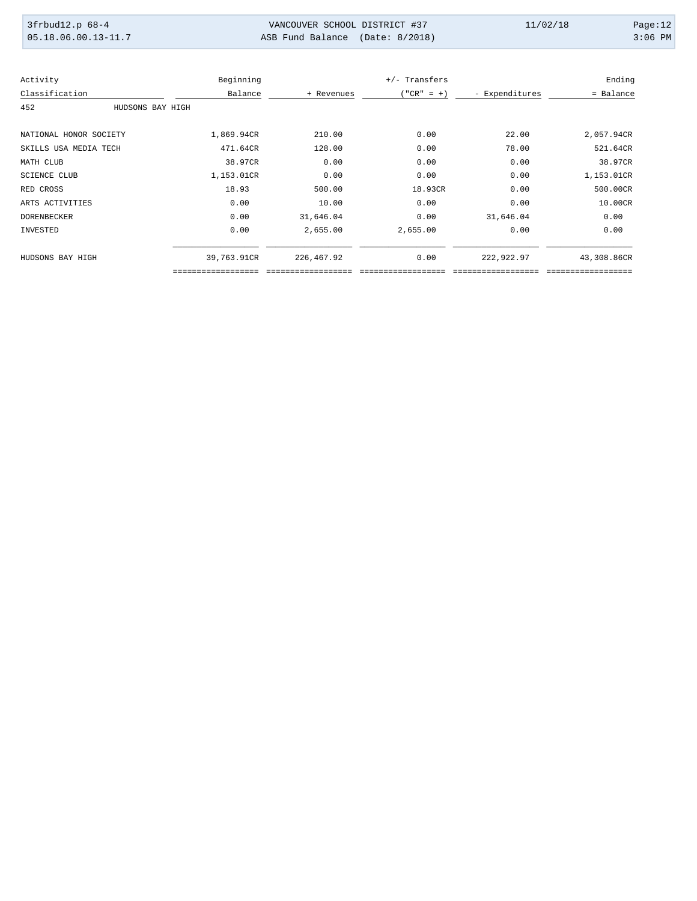| Activity Classification | Beginning Balance | + Revenues | +/- Transfers ("CR" = +) | - Expenditures | Ending = Balance |
|---|---|---|---|---|---|
| 452 HUDSONS BAY HIGH | | | | | |
| NATIONAL HONOR SOCIETY | 1,869.94CR | 210.00 | 0.00 | 22.00 | 2,057.94CR |
| SKILLS USA MEDIA TECH | 471.64CR | 128.00 | 0.00 | 78.00 | 521.64CR |
| MATH CLUB | 38.97CR | 0.00 | 0.00 | 0.00 | 38.97CR |
| SCIENCE CLUB | 1,153.01CR | 0.00 | 0.00 | 0.00 | 1,153.01CR |
| RED CROSS | 18.93 | 500.00 | 18.93CR | 0.00 | 500.00CR |
| ARTS ACTIVITIES | 0.00 | 10.00 | 0.00 | 0.00 | 10.00CR |
| DORENBECKER | 0.00 | 31,646.04 | 0.00 | 31,646.04 | 0.00 |
| INVESTED | 0.00 | 2,655.00 | 2,655.00 | 0.00 | 0.00 |
| HUDSONS BAY HIGH | 39,763.91CR | 226,467.92 | 0.00 | 222,922.97 | 43,308.86CR |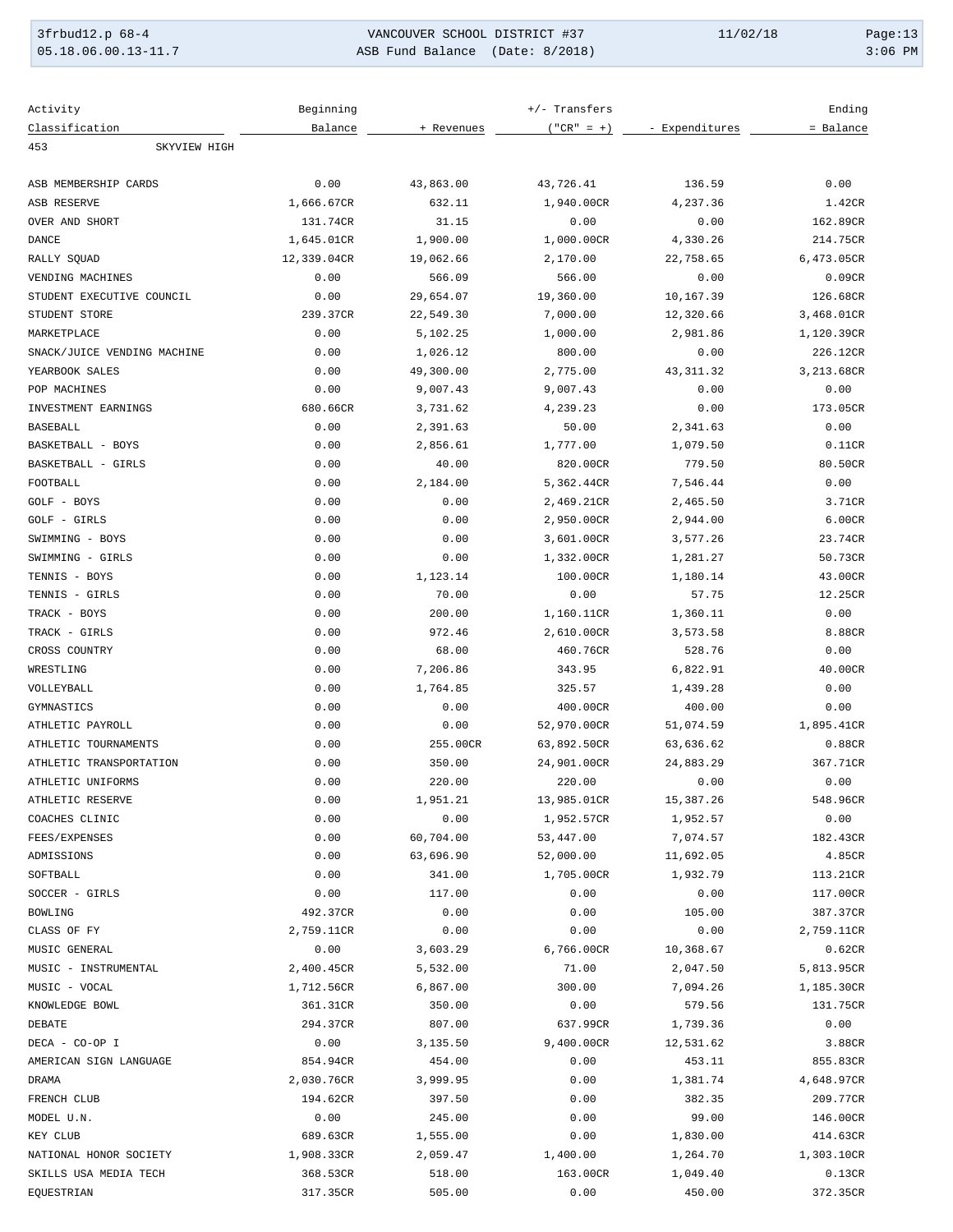| Activity Classification | Beginning Balance | + Revenues | +/- Transfers ("CR" = +) | - Expenditures | Ending = Balance |
|---|---|---|---|---|---|
| 453 SKYVIEW HIGH | | | | | |
| ASB MEMBERSHIP CARDS | 0.00 | 43,863.00 | 43,726.41 | 136.59 | 0.00 |
| ASB RESERVE | 1,666.67CR | 632.11 | 1,940.00CR | 4,237.36 | 1.42CR |
| OVER AND SHORT | 131.74CR | 31.15 | 0.00 | 0.00 | 162.89CR |
| DANCE | 1,645.01CR | 1,900.00 | 1,000.00CR | 4,330.26 | 214.75CR |
| RALLY SQUAD | 12,339.04CR | 19,062.66 | 2,170.00 | 22,758.65 | 6,473.05CR |
| VENDING MACHINES | 0.00 | 566.09 | 566.00 | 0.00 | 0.09CR |
| STUDENT EXECUTIVE COUNCIL | 0.00 | 29,654.07 | 19,360.00 | 10,167.39 | 126.68CR |
| STUDENT STORE | 239.37CR | 22,549.30 | 7,000.00 | 12,320.66 | 3,468.01CR |
| MARKETPLACE | 0.00 | 5,102.25 | 1,000.00 | 2,981.86 | 1,120.39CR |
| SNACK/JUICE VENDING MACHINE | 0.00 | 1,026.12 | 800.00 | 0.00 | 226.12CR |
| YEARBOOK SALES | 0.00 | 49,300.00 | 2,775.00 | 43,311.32 | 3,213.68CR |
| POP MACHINES | 0.00 | 9,007.43 | 9,007.43 | 0.00 | 0.00 |
| INVESTMENT EARNINGS | 680.66CR | 3,731.62 | 4,239.23 | 0.00 | 173.05CR |
| BASEBALL | 0.00 | 2,391.63 | 50.00 | 2,341.63 | 0.00 |
| BASKETBALL - BOYS | 0.00 | 2,856.61 | 1,777.00 | 1,079.50 | 0.11CR |
| BASKETBALL - GIRLS | 0.00 | 40.00 | 820.00CR | 779.50 | 80.50CR |
| FOOTBALL | 0.00 | 2,184.00 | 5,362.44CR | 7,546.44 | 0.00 |
| GOLF - BOYS | 0.00 | 0.00 | 2,469.21CR | 2,465.50 | 3.71CR |
| GOLF - GIRLS | 0.00 | 0.00 | 2,950.00CR | 2,944.00 | 6.00CR |
| SWIMMING - BOYS | 0.00 | 0.00 | 3,601.00CR | 3,577.26 | 23.74CR |
| SWIMMING - GIRLS | 0.00 | 0.00 | 1,332.00CR | 1,281.27 | 50.73CR |
| TENNIS - BOYS | 0.00 | 1,123.14 | 100.00CR | 1,180.14 | 43.00CR |
| TENNIS - GIRLS | 0.00 | 70.00 | 0.00 | 57.75 | 12.25CR |
| TRACK - BOYS | 0.00 | 200.00 | 1,160.11CR | 1,360.11 | 0.00 |
| TRACK - GIRLS | 0.00 | 972.46 | 2,610.00CR | 3,573.58 | 8.88CR |
| CROSS COUNTRY | 0.00 | 68.00 | 460.76CR | 528.76 | 0.00 |
| WRESTLING | 0.00 | 7,206.86 | 343.95 | 6,822.91 | 40.00CR |
| VOLLEYBALL | 0.00 | 1,764.85 | 325.57 | 1,439.28 | 0.00 |
| GYMNASTICS | 0.00 | 0.00 | 400.00CR | 400.00 | 0.00 |
| ATHLETIC PAYROLL | 0.00 | 0.00 | 52,970.00CR | 51,074.59 | 1,895.41CR |
| ATHLETIC TOURNAMENTS | 0.00 | 255.00CR | 63,892.50CR | 63,636.62 | 0.88CR |
| ATHLETIC TRANSPORTATION | 0.00 | 350.00 | 24,901.00CR | 24,883.29 | 367.71CR |
| ATHLETIC UNIFORMS | 0.00 | 220.00 | 220.00 | 0.00 | 0.00 |
| ATHLETIC RESERVE | 0.00 | 1,951.21 | 13,985.01CR | 15,387.26 | 548.96CR |
| COACHES CLINIC | 0.00 | 0.00 | 1,952.57CR | 1,952.57 | 0.00 |
| FEES/EXPENSES | 0.00 | 60,704.00 | 53,447.00 | 7,074.57 | 182.43CR |
| ADMISSIONS | 0.00 | 63,696.90 | 52,000.00 | 11,692.05 | 4.85CR |
| SOFTBALL | 0.00 | 341.00 | 1,705.00CR | 1,932.79 | 113.21CR |
| SOCCER - GIRLS | 0.00 | 117.00 | 0.00 | 0.00 | 117.00CR |
| BOWLING | 492.37CR | 0.00 | 0.00 | 105.00 | 387.37CR |
| CLASS OF FY | 2,759.11CR | 0.00 | 0.00 | 0.00 | 2,759.11CR |
| MUSIC GENERAL | 0.00 | 3,603.29 | 6,766.00CR | 10,368.67 | 0.62CR |
| MUSIC - INSTRUMENTAL | 2,400.45CR | 5,532.00 | 71.00 | 2,047.50 | 5,813.95CR |
| MUSIC - VOCAL | 1,712.56CR | 6,867.00 | 300.00 | 7,094.26 | 1,185.30CR |
| KNOWLEDGE BOWL | 361.31CR | 350.00 | 0.00 | 579.56 | 131.75CR |
| DEBATE | 294.37CR | 807.00 | 637.99CR | 1,739.36 | 0.00 |
| DECA - CO-OP I | 0.00 | 3,135.50 | 9,400.00CR | 12,531.62 | 3.88CR |
| AMERICAN SIGN LANGUAGE | 854.94CR | 454.00 | 0.00 | 453.11 | 855.83CR |
| DRAMA | 2,030.76CR | 3,999.95 | 0.00 | 1,381.74 | 4,648.97CR |
| FRENCH CLUB | 194.62CR | 397.50 | 0.00 | 382.35 | 209.77CR |
| MODEL U.N. | 0.00 | 245.00 | 0.00 | 99.00 | 146.00CR |
| KEY CLUB | 689.63CR | 1,555.00 | 0.00 | 1,830.00 | 414.63CR |
| NATIONAL HONOR SOCIETY | 1,908.33CR | 2,059.47 | 1,400.00 | 1,264.70 | 1,303.10CR |
| SKILLS USA MEDIA TECH | 368.53CR | 518.00 | 163.00CR | 1,049.40 | 0.13CR |
| EQUESTRIAN | 317.35CR | 505.00 | 0.00 | 450.00 | 372.35CR |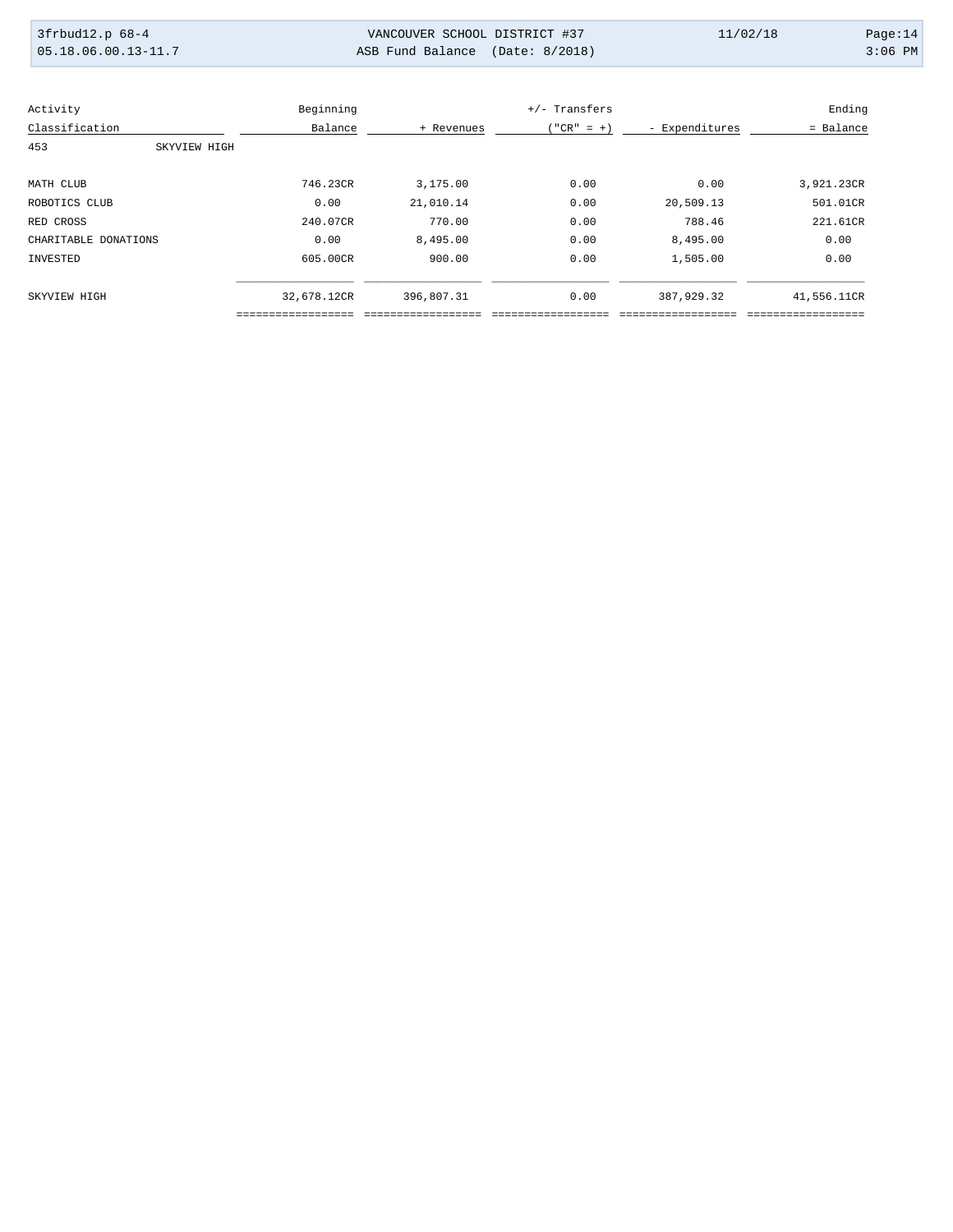| Activity Classification | Beginning Balance | + Revenues | +/- Transfers ("CR" = +) | - Expenditures | Ending = Balance |
|---|---|---|---|---|---|
| 453 SKYVIEW HIGH | | | | | |
| MATH CLUB | 746.23CR | 3,175.00 | 0.00 | 0.00 | 3,921.23CR |
| ROBOTICS CLUB | 0.00 | 21,010.14 | 0.00 | 20,509.13 | 501.01CR |
| RED CROSS | 240.07CR | 770.00 | 0.00 | 788.46 | 221.61CR |
| CHARITABLE DONATIONS | 0.00 | 8,495.00 | 0.00 | 8,495.00 | 0.00 |
| INVESTED | 605.00CR | 900.00 | 0.00 | 1,505.00 | 0.00 |
| SKYVIEW HIGH | 32,678.12CR | 396,807.31 | 0.00 | 387,929.32 | 41,556.11CR |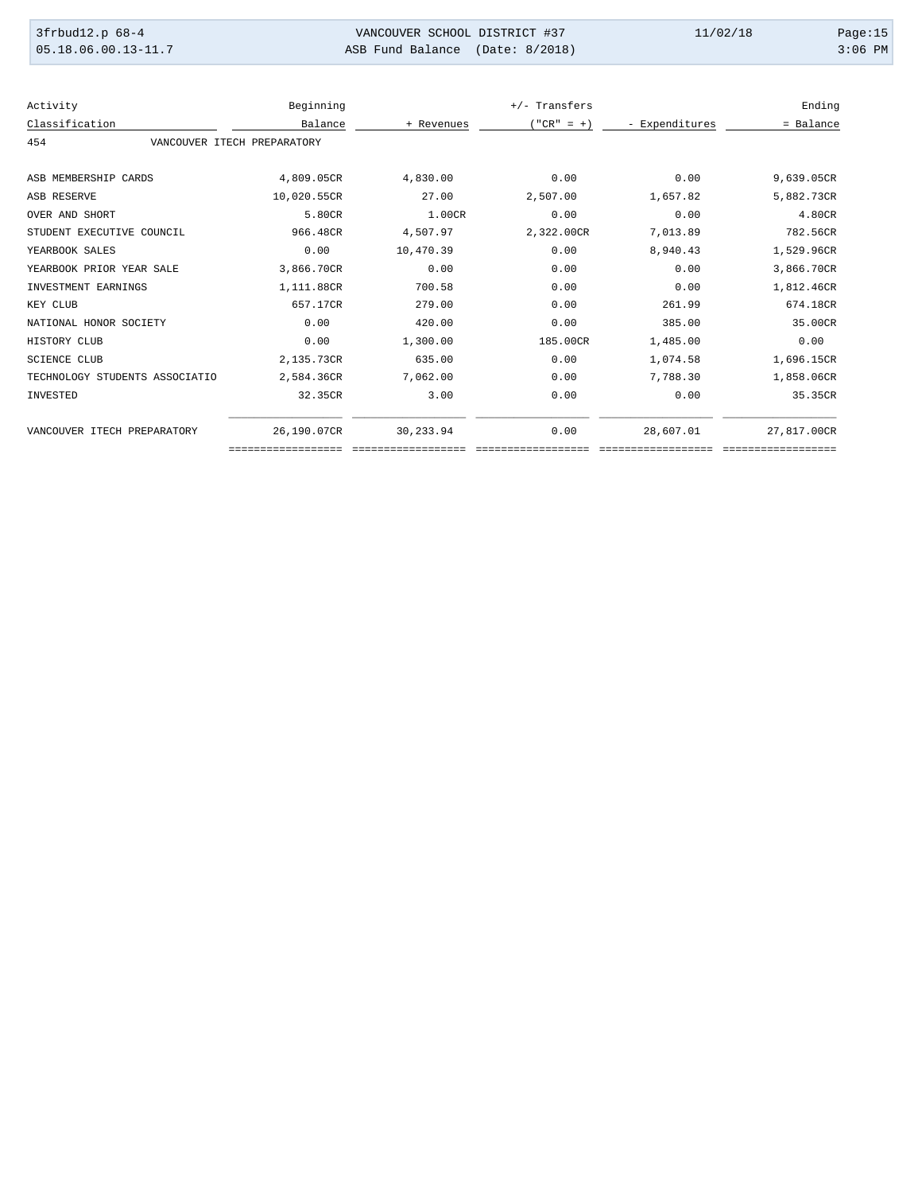| Activity Classification | Beginning Balance | + Revenues | +/- Transfers ("CR" = +) | - Expenditures | Ending = Balance |
|---|---|---|---|---|---|
| 454 VANCOUVER ITECH PREPARATORY | | | | | |
| ASB MEMBERSHIP CARDS | 4,809.05CR | 4,830.00 | 0.00 | 0.00 | 9,639.05CR |
| ASB RESERVE | 10,020.55CR | 27.00 | 2,507.00 | 1,657.82 | 5,882.73CR |
| OVER AND SHORT | 5.80CR | 1.00CR | 0.00 | 0.00 | 4.80CR |
| STUDENT EXECUTIVE COUNCIL | 966.48CR | 4,507.97 | 2,322.00CR | 7,013.89 | 782.56CR |
| YEARBOOK SALES | 0.00 | 10,470.39 | 0.00 | 8,940.43 | 1,529.96CR |
| YEARBOOK PRIOR YEAR SALE | 3,866.70CR | 0.00 | 0.00 | 0.00 | 3,866.70CR |
| INVESTMENT EARNINGS | 1,111.88CR | 700.58 | 0.00 | 0.00 | 1,812.46CR |
| KEY CLUB | 657.17CR | 279.00 | 0.00 | 261.99 | 674.18CR |
| NATIONAL HONOR SOCIETY | 0.00 | 420.00 | 0.00 | 385.00 | 35.00CR |
| HISTORY CLUB | 0.00 | 1,300.00 | 185.00CR | 1,485.00 | 0.00 |
| SCIENCE CLUB | 2,135.73CR | 635.00 | 0.00 | 1,074.58 | 1,696.15CR |
| TECHNOLOGY STUDENTS ASSOCIATIO | 2,584.36CR | 7,062.00 | 0.00 | 7,788.30 | 1,858.06CR |
| INVESTED | 32.35CR | 3.00 | 0.00 | 0.00 | 35.35CR |
| VANCOUVER ITECH PREPARATORY | 26,190.07CR | 30,233.94 | 0.00 | 28,607.01 | 27,817.00CR |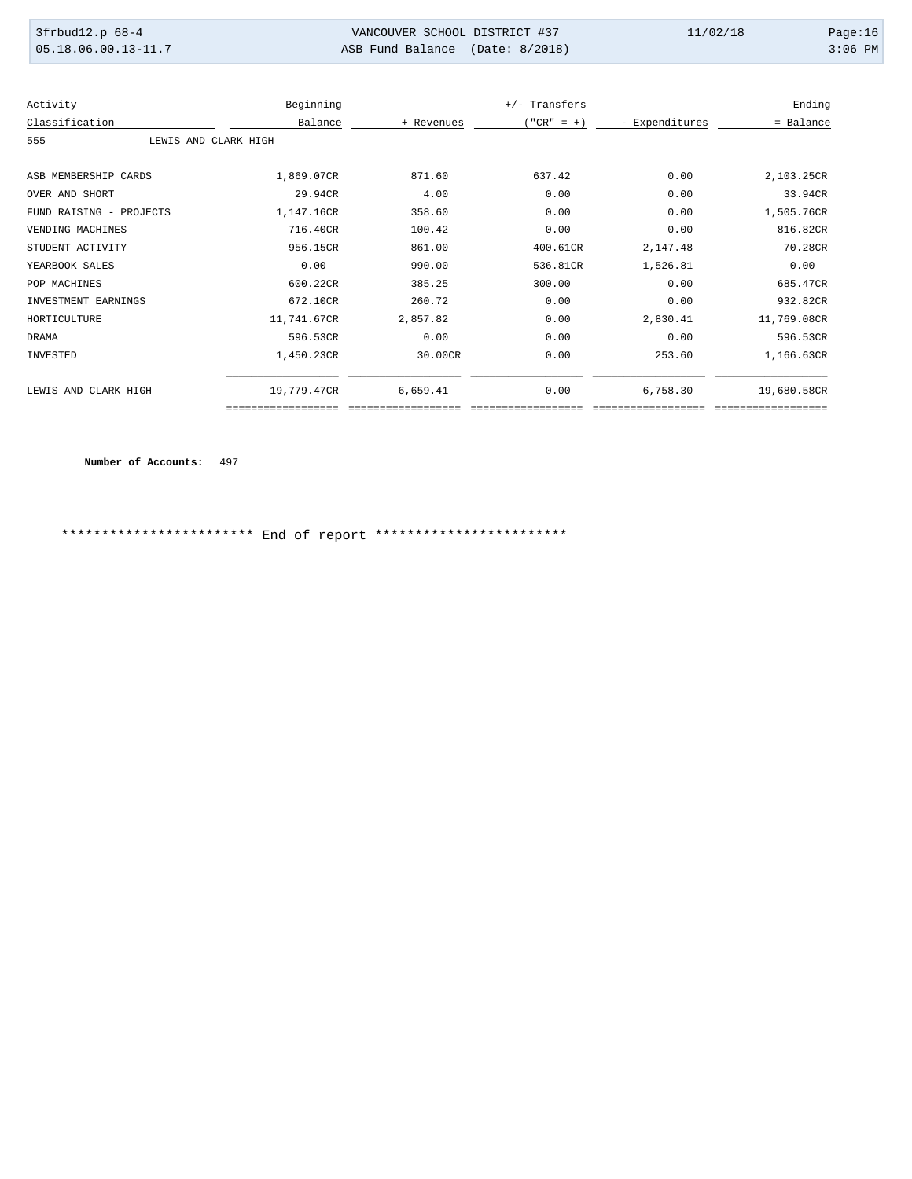| Activity Classification | Beginning Balance | + Revenues | +/- Transfers ("CR" = +) | - Expenditures | Ending = Balance |
|---|---|---|---|---|---|
| 555 LEWIS AND CLARK HIGH | | | | | |
| ASB MEMBERSHIP CARDS | 1,869.07CR | 871.60 | 637.42 | 0.00 | 2,103.25CR |
| OVER AND SHORT | 29.94CR | 4.00 | 0.00 | 0.00 | 33.94CR |
| FUND RAISING - PROJECTS | 1,147.16CR | 358.60 | 0.00 | 0.00 | 1,505.76CR |
| VENDING MACHINES | 716.40CR | 100.42 | 0.00 | 0.00 | 816.82CR |
| STUDENT ACTIVITY | 956.15CR | 861.00 | 400.61CR | 2,147.48 | 70.28CR |
| YEARBOOK SALES | 0.00 | 990.00 | 536.81CR | 1,526.81 | 0.00 |
| POP MACHINES | 600.22CR | 385.25 | 300.00 | 0.00 | 685.47CR |
| INVESTMENT EARNINGS | 672.10CR | 260.72 | 0.00 | 0.00 | 932.82CR |
| HORTICULTURE | 11,741.67CR | 2,857.82 | 0.00 | 2,830.41 | 11,769.08CR |
| DRAMA | 596.53CR | 0.00 | 0.00 | 0.00 | 596.53CR |
| INVESTED | 1,450.23CR | 30.00CR | 0.00 | 253.60 | 1,166.63CR |
| LEWIS AND CLARK HIGH | 19,779.47CR | 6,659.41 | 0.00 | 6,758.30 | 19,680.58CR |

**Number of Accounts:** 497

************************ End of report ************************